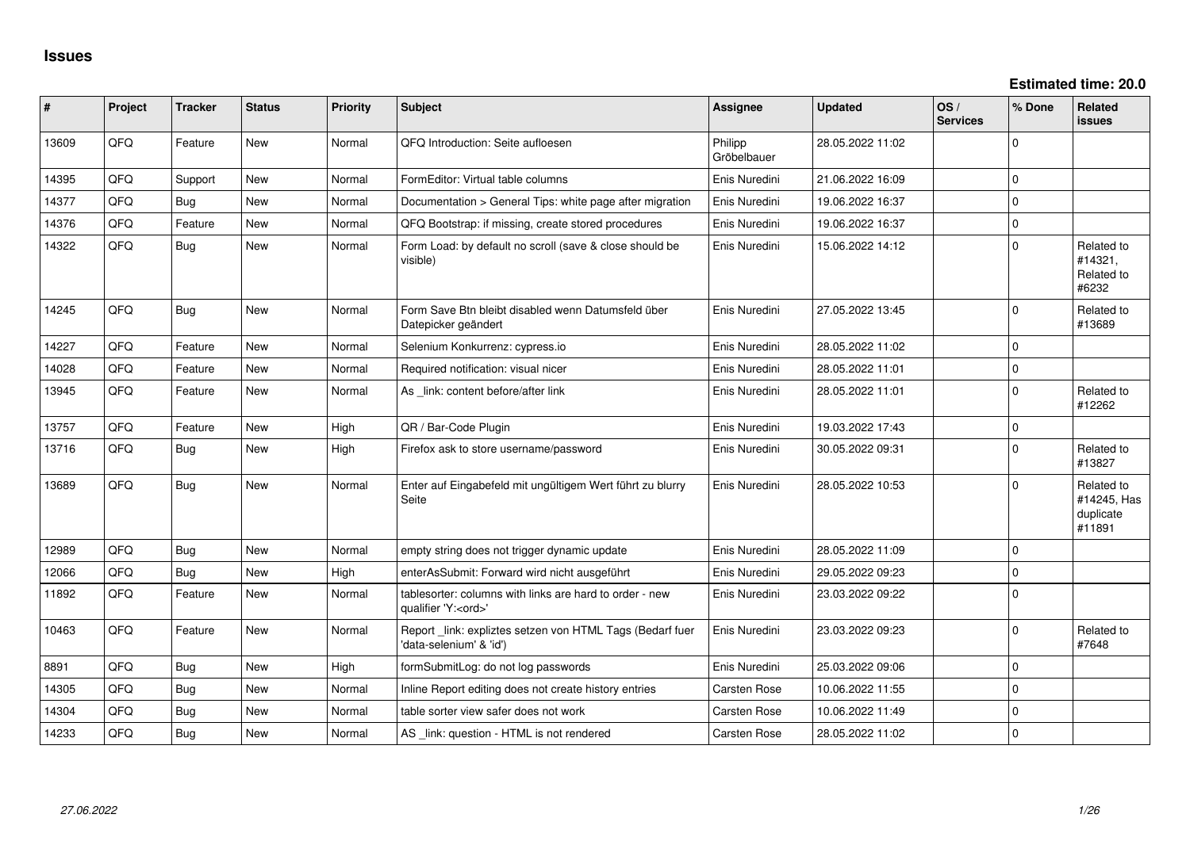# Issues

**Estimated time: 20.0**

| # | Project | Tracker | Status | Priority | Subject | Assignee | Updated | OS / Services | % Done | Related issues |
|---|---|---|---|---|---|---|---|---|---|---|
| 13609 | QFQ | Feature | New | Normal | QFQ Introduction: Seite aufloesen | Philipp Gröbelbauer | 28.05.2022 11:02 | | 0 | |
| 14395 | QFQ | Support | New | Normal | FormEditor: Virtual table columns | Enis Nuredini | 21.06.2022 16:09 | | 0 | |
| 14377 | QFQ | Bug | New | Normal | Documentation > General Tips: white page after migration | Enis Nuredini | 19.06.2022 16:37 | | 0 | |
| 14376 | QFQ | Feature | New | Normal | QFQ Bootstrap: if missing, create stored procedures | Enis Nuredini | 19.06.2022 16:37 | | 0 | |
| 14322 | QFQ | Bug | New | Normal | Form Load: by default no scroll (save & close should be visible) | Enis Nuredini | 15.06.2022 14:12 | | 0 | Related to #14321, Related to #6232 |
| 14245 | QFQ | Bug | New | Normal | Form Save Btn bleibt disabled wenn Datumsfeld über Datepicker geändert | Enis Nuredini | 27.05.2022 13:45 | | 0 | Related to #13689 |
| 14227 | QFQ | Feature | New | Normal | Selenium Konkurrenz: cypress.io | Enis Nuredini | 28.05.2022 11:02 | | 0 | |
| 14028 | QFQ | Feature | New | Normal | Required notification: visual nicer | Enis Nuredini | 28.05.2022 11:01 | | 0 | |
| 13945 | QFQ | Feature | New | Normal | As _link: content before/after link | Enis Nuredini | 28.05.2022 11:01 | | 0 | Related to #12262 |
| 13757 | QFQ | Feature | New | High | QR / Bar-Code Plugin | Enis Nuredini | 19.03.2022 17:43 | | 0 | |
| 13716 | QFQ | Bug | New | High | Firefox ask to store username/password | Enis Nuredini | 30.05.2022 09:31 | | 0 | Related to #13827 |
| 13689 | QFQ | Bug | New | Normal | Enter auf Eingabefeld mit ungültigem Wert führt zu blurry Seite | Enis Nuredini | 28.05.2022 10:53 | | 0 | Related to #14245, Has duplicate #11891 |
| 12989 | QFQ | Bug | New | Normal | empty string does not trigger dynamic update | Enis Nuredini | 28.05.2022 11:09 | | 0 | |
| 12066 | QFQ | Bug | New | High | enterAsSubmit: Forward wird nicht ausgeführt | Enis Nuredini | 29.05.2022 09:23 | | 0 | |
| 11892 | QFQ | Feature | New | Normal | tablesorter: columns with links are hard to order - new qualifier 'Y:<ord>' | Enis Nuredini | 23.03.2022 09:22 | | 0 | |
| 10463 | QFQ | Feature | New | Normal | Report _link: expliztes setzen von HTML Tags (Bedarf fuer 'data-selenium' & 'id') | Enis Nuredini | 23.03.2022 09:23 | | 0 | Related to #7648 |
| 8891 | QFQ | Bug | New | High | formSubmitLog: do not log passwords | Enis Nuredini | 25.03.2022 09:06 | | 0 | |
| 14305 | QFQ | Bug | New | Normal | Inline Report editing does not create history entries | Carsten Rose | 10.06.2022 11:55 | | 0 | |
| 14304 | QFQ | Bug | New | Normal | table sorter view safer does not work | Carsten Rose | 10.06.2022 11:49 | | 0 | |
| 14233 | QFQ | Bug | New | Normal | AS _link: question - HTML is not rendered | Carsten Rose | 28.05.2022 11:02 | | 0 | |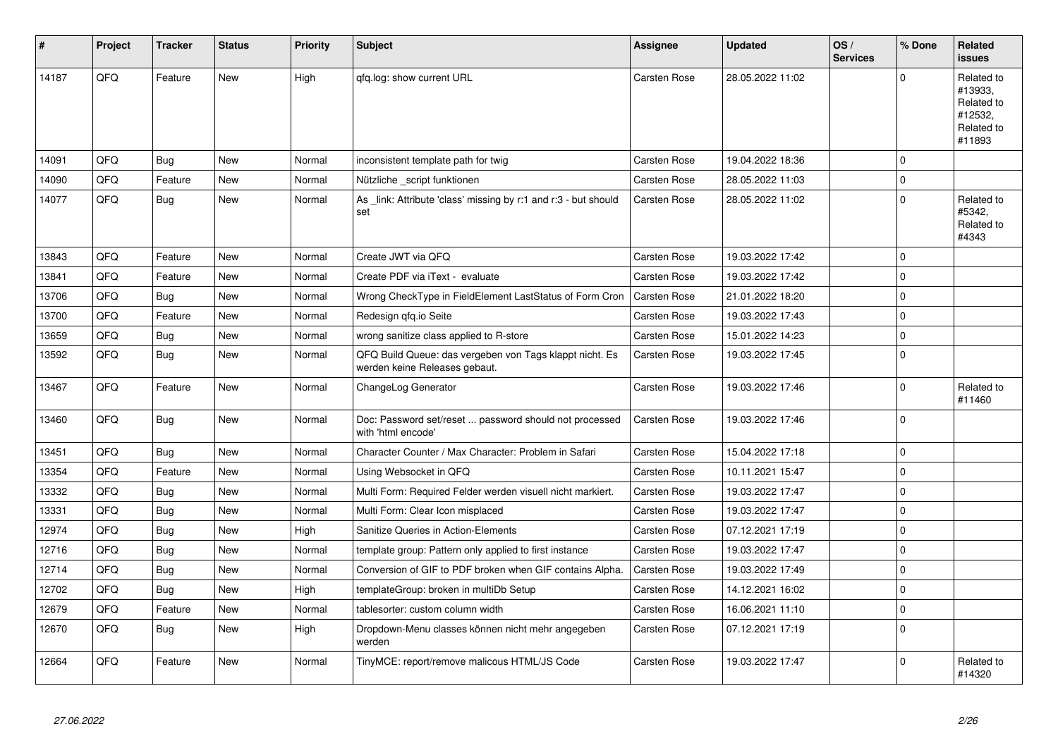| # | Project | Tracker | Status | Priority | Subject | Assignee | Updated | OS / Services | % Done | Related issues |
|---|---|---|---|---|---|---|---|---|---|---|
| 14187 | QFQ | Feature | New | High | qfq.log: show current URL | Carsten Rose | 28.05.2022 11:02 | | 0 | Related to #13933, Related to #12532, Related to #11893 |
| 14091 | QFQ | Bug | New | Normal | inconsistent template path for twig | Carsten Rose | 19.04.2022 18:36 | | 0 | |
| 14090 | QFQ | Feature | New | Normal | Nützliche _script funktionen | Carsten Rose | 28.05.2022 11:03 | | 0 | |
| 14077 | QFQ | Bug | New | Normal | As _link: Attribute 'class' missing by r:1 and r:3 - but should set | Carsten Rose | 28.05.2022 11:02 | | 0 | Related to #5342, Related to #4343 |
| 13843 | QFQ | Feature | New | Normal | Create JWT via QFQ | Carsten Rose | 19.03.2022 17:42 | | 0 | |
| 13841 | QFQ | Feature | New | Normal | Create PDF via iText - evaluate | Carsten Rose | 19.03.2022 17:42 | | 0 | |
| 13706 | QFQ | Bug | New | Normal | Wrong CheckType in FieldElement LastStatus of Form Cron | Carsten Rose | 21.01.2022 18:20 | | 0 | |
| 13700 | QFQ | Feature | New | Normal | Redesign qfq.io Seite | Carsten Rose | 19.03.2022 17:43 | | 0 | |
| 13659 | QFQ | Bug | New | Normal | wrong sanitize class applied to R-store | Carsten Rose | 15.01.2022 14:23 | | 0 | |
| 13592 | QFQ | Bug | New | Normal | QFQ Build Queue: das vergeben von Tags klappt nicht. Es werden keine Releases gebaut. | Carsten Rose | 19.03.2022 17:45 | | 0 | |
| 13467 | QFQ | Feature | New | Normal | ChangeLog Generator | Carsten Rose | 19.03.2022 17:46 | | 0 | Related to #11460 |
| 13460 | QFQ | Bug | New | Normal | Doc: Password set/reset ... password should not processed with 'html encode' | Carsten Rose | 19.03.2022 17:46 | | 0 | |
| 13451 | QFQ | Bug | New | Normal | Character Counter / Max Character: Problem in Safari | Carsten Rose | 15.04.2022 17:18 | | 0 | |
| 13354 | QFQ | Feature | New | Normal | Using Websocket in QFQ | Carsten Rose | 10.11.2021 15:47 | | 0 | |
| 13332 | QFQ | Bug | New | Normal | Multi Form: Required Felder werden visuell nicht markiert. | Carsten Rose | 19.03.2022 17:47 | | 0 | |
| 13331 | QFQ | Bug | New | Normal | Multi Form: Clear Icon misplaced | Carsten Rose | 19.03.2022 17:47 | | 0 | |
| 12974 | QFQ | Bug | New | High | Sanitize Queries in Action-Elements | Carsten Rose | 07.12.2021 17:19 | | 0 | |
| 12716 | QFQ | Bug | New | Normal | template group: Pattern only applied to first instance | Carsten Rose | 19.03.2022 17:47 | | 0 | |
| 12714 | QFQ | Bug | New | Normal | Conversion of GIF to PDF broken when GIF contains Alpha. | Carsten Rose | 19.03.2022 17:49 | | 0 | |
| 12702 | QFQ | Bug | New | High | templateGroup: broken in multiDb Setup | Carsten Rose | 14.12.2021 16:02 | | 0 | |
| 12679 | QFQ | Feature | New | Normal | tablesorter: custom column width | Carsten Rose | 16.06.2021 11:10 | | 0 | |
| 12670 | QFQ | Bug | New | High | Dropdown-Menu classes können nicht mehr angegeben werden | Carsten Rose | 07.12.2021 17:19 | | 0 | |
| 12664 | QFQ | Feature | New | Normal | TinyMCE: report/remove malicous HTML/JS Code | Carsten Rose | 19.03.2022 17:47 | | 0 | Related to #14320 |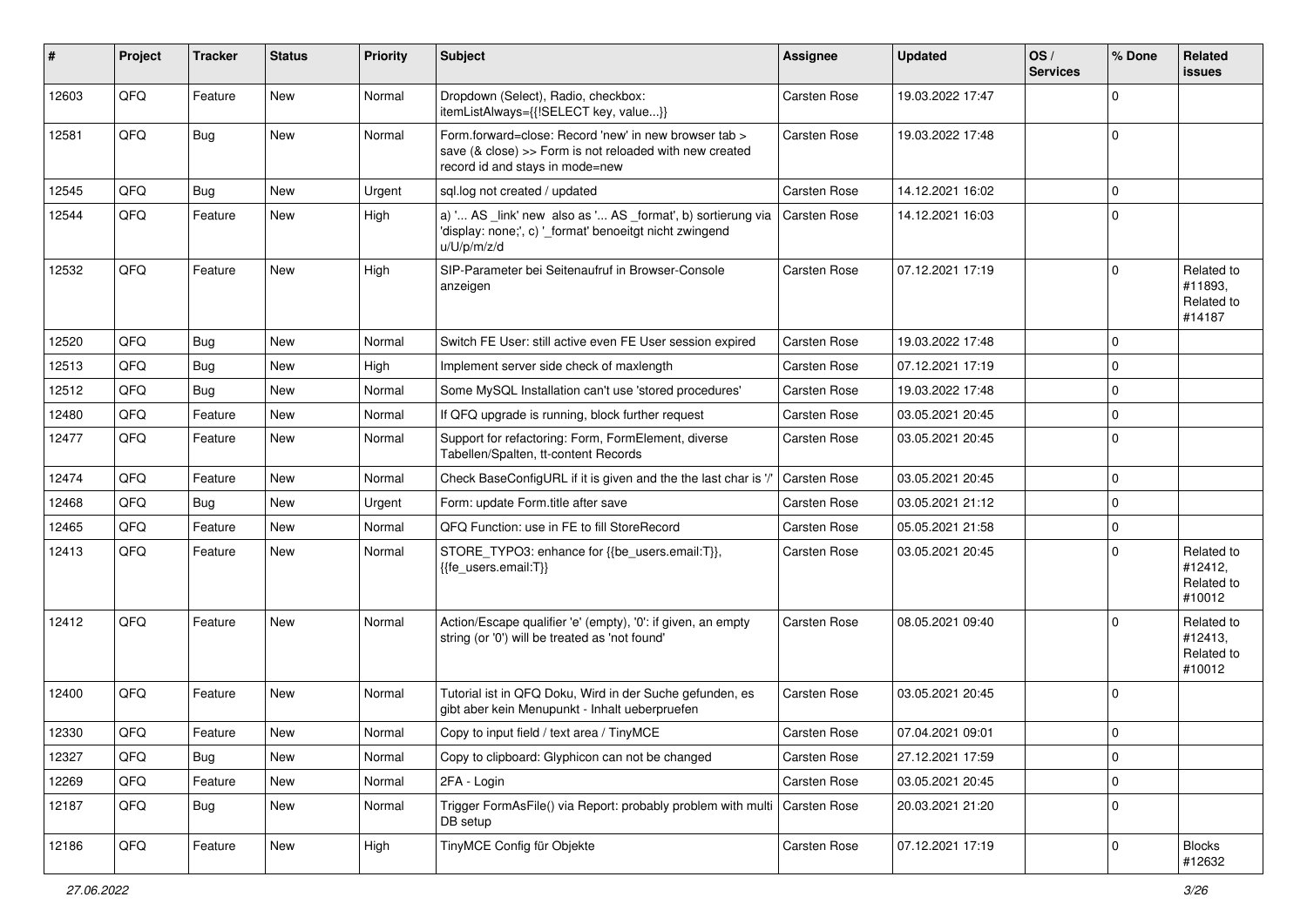| # | Project | Tracker | Status | Priority | Subject | Assignee | Updated | OS / Services | % Done | Related issues |
|---|---|---|---|---|---|---|---|---|---|---|
| 12603 | QFQ | Feature | New | Normal | Dropdown (Select), Radio, checkbox: itemListAlways={{!SELECT key, value...}} | Carsten Rose | 19.03.2022 17:47 | | 0 | |
| 12581 | QFQ | Bug | New | Normal | Form.forward=close: Record 'new' in new browser tab > save (& close) >> Form is not reloaded with new created record id and stays in mode=new | Carsten Rose | 19.03.2022 17:48 | | 0 | |
| 12545 | QFQ | Bug | New | Urgent | sql.log not created / updated | Carsten Rose | 14.12.2021 16:02 | | 0 | |
| 12544 | QFQ | Feature | New | High | a) '... AS _link' new also as '... AS _format', b) sortierung via 'display: none;', c) '_format' benoeitgt nicht zwingend u/U/p/m/z/d | Carsten Rose | 14.12.2021 16:03 | | 0 | |
| 12532 | QFQ | Feature | New | High | SIP-Parameter bei Seitenaufruf in Browser-Console anzeigen | Carsten Rose | 07.12.2021 17:19 | | 0 | Related to #11893, Related to #14187 |
| 12520 | QFQ | Bug | New | Normal | Switch FE User: still active even FE User session expired | Carsten Rose | 19.03.2022 17:48 | | 0 | |
| 12513 | QFQ | Bug | New | High | Implement server side check of maxlength | Carsten Rose | 07.12.2021 17:19 | | 0 | |
| 12512 | QFQ | Bug | New | Normal | Some MySQL Installation can't use 'stored procedures' | Carsten Rose | 19.03.2022 17:48 | | 0 | |
| 12480 | QFQ | Feature | New | Normal | If QFQ upgrade is running, block further request | Carsten Rose | 03.05.2021 20:45 | | 0 | |
| 12477 | QFQ | Feature | New | Normal | Support for refactoring: Form, FormElement, diverse Tabellen/Spalten, tt-content Records | Carsten Rose | 03.05.2021 20:45 | | 0 | |
| 12474 | QFQ | Feature | New | Normal | Check BaseConfigURL if it is given and the the last char is '/' | Carsten Rose | 03.05.2021 20:45 | | 0 | |
| 12468 | QFQ | Bug | New | Urgent | Form: update Form.title after save | Carsten Rose | 03.05.2021 21:12 | | 0 | |
| 12465 | QFQ | Feature | New | Normal | QFQ Function: use in FE to fill StoreRecord | Carsten Rose | 05.05.2021 21:58 | | 0 | |
| 12413 | QFQ | Feature | New | Normal | STORE_TYPO3: enhance for {{be_users.email:T}}, {{fe_users.email:T}} | Carsten Rose | 03.05.2021 20:45 | | 0 | Related to #12412, Related to #10012 |
| 12412 | QFQ | Feature | New | Normal | Action/Escape qualifier 'e' (empty), '0': if given, an empty string (or '0') will be treated as 'not found' | Carsten Rose | 08.05.2021 09:40 | | 0 | Related to #12413, Related to #10012 |
| 12400 | QFQ | Feature | New | Normal | Tutorial ist in QFQ Doku, Wird in der Suche gefunden, es gibt aber kein Menupunkt - Inhalt ueberpruefen | Carsten Rose | 03.05.2021 20:45 | | 0 | |
| 12330 | QFQ | Feature | New | Normal | Copy to input field / text area / TinyMCE | Carsten Rose | 07.04.2021 09:01 | | 0 | |
| 12327 | QFQ | Bug | New | Normal | Copy to clipboard: Glyphicon can not be changed | Carsten Rose | 27.12.2021 17:59 | | 0 | |
| 12269 | QFQ | Feature | New | Normal | 2FA - Login | Carsten Rose | 03.05.2021 20:45 | | 0 | |
| 12187 | QFQ | Bug | New | Normal | Trigger FormAsFile() via Report: probably problem with multi DB setup | Carsten Rose | 20.03.2021 21:20 | | 0 | |
| 12186 | QFQ | Feature | New | High | TinyMCE Config für Objekte | Carsten Rose | 07.12.2021 17:19 | | 0 | Blocks #12632 |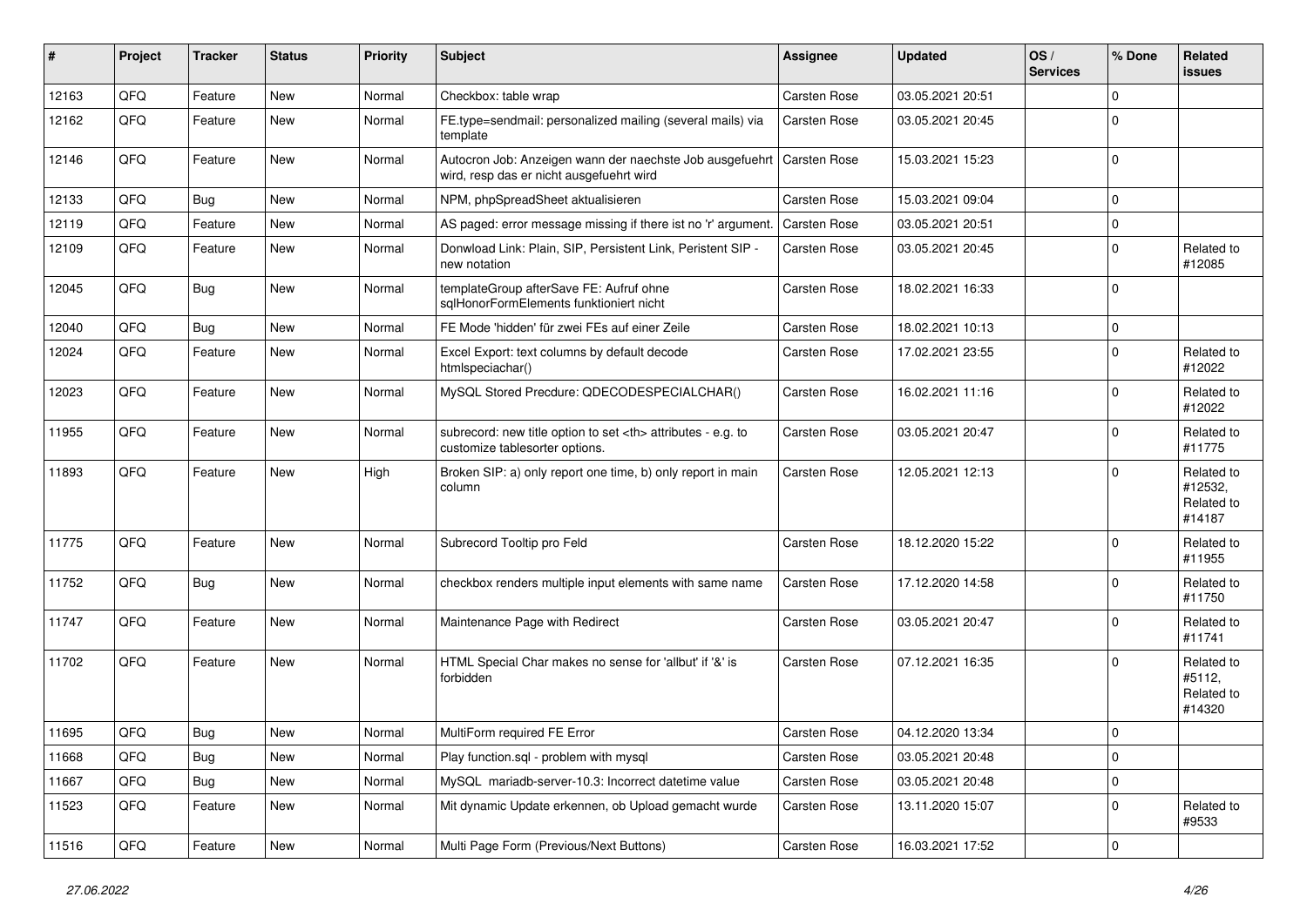| # | Project | Tracker | Status | Priority | Subject | Assignee | Updated | OS / Services | % Done | Related issues |
|---|---|---|---|---|---|---|---|---|---|---|
| 12163 | QFQ | Feature | New | Normal | Checkbox: table wrap | Carsten Rose | 03.05.2021 20:51 | | 0 | |
| 12162 | QFQ | Feature | New | Normal | FE.type=sendmail: personalized mailing (several mails) via template | Carsten Rose | 03.05.2021 20:45 | | 0 | |
| 12146 | QFQ | Feature | New | Normal | Autocron Job: Anzeigen wann der naechste Job ausgefuehrt wird, resp das er nicht ausgefuehrt wird | Carsten Rose | 15.03.2021 15:23 | | 0 | |
| 12133 | QFQ | Bug | New | Normal | NPM, phpSpreadSheet aktualisieren | Carsten Rose | 15.03.2021 09:04 | | 0 | |
| 12119 | QFQ | Feature | New | Normal | AS paged: error message missing if there ist no 'r' argument. | Carsten Rose | 03.05.2021 20:51 | | 0 | |
| 12109 | QFQ | Feature | New | Normal | Donwload Link: Plain, SIP, Persistent Link, Peristent SIP - new notation | Carsten Rose | 03.05.2021 20:45 | | 0 | Related to #12085 |
| 12045 | QFQ | Bug | New | Normal | templateGroup afterSave FE: Aufruf ohne sqlHonorFormElements funktioniert nicht | Carsten Rose | 18.02.2021 16:33 | | 0 | |
| 12040 | QFQ | Bug | New | Normal | FE Mode 'hidden' für zwei FEs auf einer Zeile | Carsten Rose | 18.02.2021 10:13 | | 0 | |
| 12024 | QFQ | Feature | New | Normal | Excel Export: text columns by default decode htmlspeciachar() | Carsten Rose | 17.02.2021 23:55 | | 0 | Related to #12022 |
| 12023 | QFQ | Feature | New | Normal | MySQL Stored Precdure: QDECODESPECIALCHAR() | Carsten Rose | 16.02.2021 11:16 | | 0 | Related to #12022 |
| 11955 | QFQ | Feature | New | Normal | subrecord: new title option to set <th> attributes - e.g. to customize tablesorter options. | Carsten Rose | 03.05.2021 20:47 | | 0 | Related to #11775 |
| 11893 | QFQ | Feature | New | High | Broken SIP: a) only report one time, b) only report in main column | Carsten Rose | 12.05.2021 12:13 | | 0 | Related to #12532, Related to #14187 |
| 11775 | QFQ | Feature | New | Normal | Subrecord Tooltip pro Feld | Carsten Rose | 18.12.2020 15:22 | | 0 | Related to #11955 |
| 11752 | QFQ | Bug | New | Normal | checkbox renders multiple input elements with same name | Carsten Rose | 17.12.2020 14:58 | | 0 | Related to #11750 |
| 11747 | QFQ | Feature | New | Normal | Maintenance Page with Redirect | Carsten Rose | 03.05.2021 20:47 | | 0 | Related to #11741 |
| 11702 | QFQ | Feature | New | Normal | HTML Special Char makes no sense for 'allbut' if '&' is forbidden | Carsten Rose | 07.12.2021 16:35 | | 0 | Related to #5112, Related to #14320 |
| 11695 | QFQ | Bug | New | Normal | MultiForm required FE Error | Carsten Rose | 04.12.2020 13:34 | | 0 | |
| 11668 | QFQ | Bug | New | Normal | Play function.sql - problem with mysql | Carsten Rose | 03.05.2021 20:48 | | 0 | |
| 11667 | QFQ | Bug | New | Normal | MySQL mariadb-server-10.3: Incorrect datetime value | Carsten Rose | 03.05.2021 20:48 | | 0 | |
| 11523 | QFQ | Feature | New | Normal | Mit dynamic Update erkennen, ob Upload gemacht wurde | Carsten Rose | 13.11.2020 15:07 | | 0 | Related to #9533 |
| 11516 | QFQ | Feature | New | Normal | Multi Page Form (Previous/Next Buttons) | Carsten Rose | 16.03.2021 17:52 | | 0 | |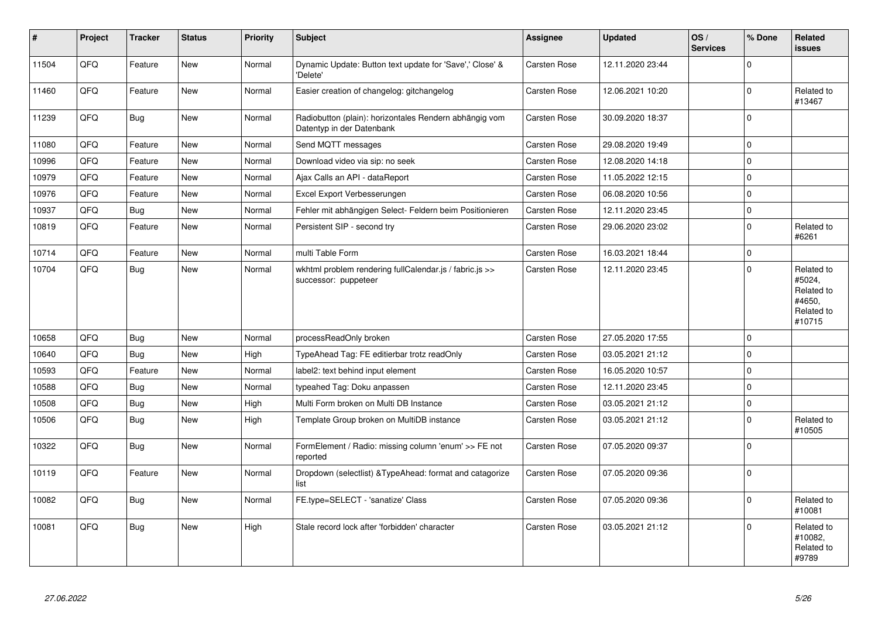| # | Project | Tracker | Status | Priority | Subject | Assignee | Updated | OS / Services | % Done | Related issues |
|---|---|---|---|---|---|---|---|---|---|---|
| 11504 | QFQ | Feature | New | Normal | Dynamic Update: Button text update for 'Save',' Close' & 'Delete' | Carsten Rose | 12.11.2020 23:44 | | 0 | |
| 11460 | QFQ | Feature | New | Normal | Easier creation of changelog: gitchangelog | Carsten Rose | 12.06.2021 10:20 | | 0 | Related to #13467 |
| 11239 | QFQ | Bug | New | Normal | Radiobutton (plain): horizontales Rendern abhängig vom Datentyp in der Datenbank | Carsten Rose | 30.09.2020 18:37 | | 0 | |
| 11080 | QFQ | Feature | New | Normal | Send MQTT messages | Carsten Rose | 29.08.2020 19:49 | | 0 | |
| 10996 | QFQ | Feature | New | Normal | Download video via sip: no seek | Carsten Rose | 12.08.2020 14:18 | | 0 | |
| 10979 | QFQ | Feature | New | Normal | Ajax Calls an API - dataReport | Carsten Rose | 11.05.2022 12:15 | | 0 | |
| 10976 | QFQ | Feature | New | Normal | Excel Export Verbesserungen | Carsten Rose | 06.08.2020 10:56 | | 0 | |
| 10937 | QFQ | Bug | New | Normal | Fehler mit abhängigen Select- Feldern beim Positionieren | Carsten Rose | 12.11.2020 23:45 | | 0 | |
| 10819 | QFQ | Feature | New | Normal | Persistent SIP - second try | Carsten Rose | 29.06.2020 23:02 | | 0 | Related to #6261 |
| 10714 | QFQ | Feature | New | Normal | multi Table Form | Carsten Rose | 16.03.2021 18:44 | | 0 | |
| 10704 | QFQ | Bug | New | Normal | wkhtml problem rendering fullCalendar.js / fabric.js >> successor: puppeteer | Carsten Rose | 12.11.2020 23:45 | | 0 | Related to #5024, Related to #4650, Related to #10715 |
| 10658 | QFQ | Bug | New | Normal | processReadOnly broken | Carsten Rose | 27.05.2020 17:55 | | 0 | |
| 10640 | QFQ | Bug | New | High | TypeAhead Tag: FE editierbar trotz readOnly | Carsten Rose | 03.05.2021 21:12 | | 0 | |
| 10593 | QFQ | Feature | New | Normal | label2: text behind input element | Carsten Rose | 16.05.2020 10:57 | | 0 | |
| 10588 | QFQ | Bug | New | Normal | typeahed Tag: Doku anpassen | Carsten Rose | 12.11.2020 23:45 | | 0 | |
| 10508 | QFQ | Bug | New | High | Multi Form broken on Multi DB Instance | Carsten Rose | 03.05.2021 21:12 | | 0 | |
| 10506 | QFQ | Bug | New | High | Template Group broken on MultiDB instance | Carsten Rose | 03.05.2021 21:12 | | 0 | Related to #10505 |
| 10322 | QFQ | Bug | New | Normal | FormElement / Radio: missing column 'enum' >> FE not reported | Carsten Rose | 07.05.2020 09:37 | | 0 | |
| 10119 | QFQ | Feature | New | Normal | Dropdown (selectlist) &TypeAhead: format and catagorize list | Carsten Rose | 07.05.2020 09:36 | | 0 | |
| 10082 | QFQ | Bug | New | Normal | FE.type=SELECT - 'sanatize' Class | Carsten Rose | 07.05.2020 09:36 | | 0 | Related to #10081 |
| 10081 | QFQ | Bug | New | High | Stale record lock after 'forbidden' character | Carsten Rose | 03.05.2021 21:12 | | 0 | Related to #10082, Related to #9789 |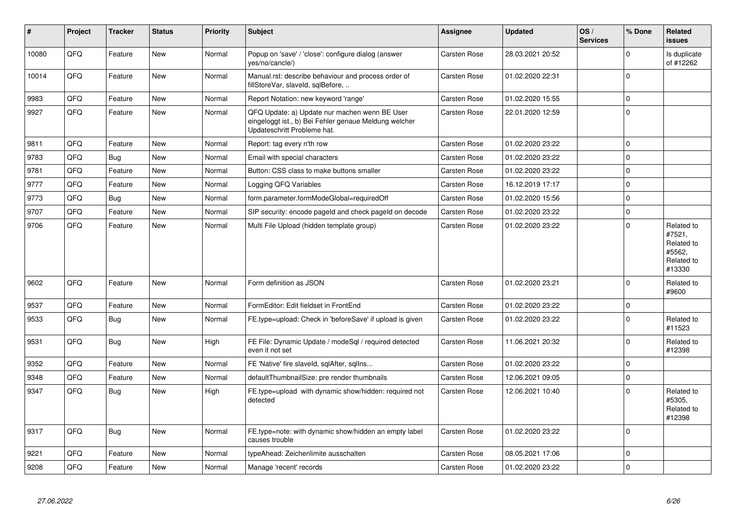| # | Project | Tracker | Status | Priority | Subject | Assignee | Updated | OS / Services | % Done | Related issues |
|---|---|---|---|---|---|---|---|---|---|---|
| 10080 | QFQ | Feature | New | Normal | Popup on 'save' / 'close': configure dialog (answer yes/no/cancle/) | Carsten Rose | 28.03.2021 20:52 | | 0 | Is duplicate of #12262 |
| 10014 | QFQ | Feature | New | Normal | Manual.rst: describe behaviour and process order of fillStoreVar, slaveId, sqlBefore, .. | Carsten Rose | 01.02.2020 22:31 | | 0 | |
| 9983 | QFQ | Feature | New | Normal | Report Notation: new keyword 'range' | Carsten Rose | 01.02.2020 15:55 | | 0 | |
| 9927 | QFQ | Feature | New | Normal | QFQ Update: a) Update nur machen wenn BE User eingeloggt ist., b) Bei Fehler genaue Meldung welcher Updateschritt Probleme hat. | Carsten Rose | 22.01.2020 12:59 | | 0 | |
| 9811 | QFQ | Feature | New | Normal | Report: tag every n'th row | Carsten Rose | 01.02.2020 23:22 | | 0 | |
| 9783 | QFQ | Bug | New | Normal | Email with special characters | Carsten Rose | 01.02.2020 23:22 | | 0 | |
| 9781 | QFQ | Feature | New | Normal | Button: CSS class to make buttons smaller | Carsten Rose | 01.02.2020 23:22 | | 0 | |
| 9777 | QFQ | Feature | New | Normal | Logging QFQ Variables | Carsten Rose | 16.12.2019 17:17 | | 0 | |
| 9773 | QFQ | Bug | New | Normal | form.parameter.formModeGlobal=requiredOff | Carsten Rose | 01.02.2020 15:56 | | 0 | |
| 9707 | QFQ | Feature | New | Normal | SIP security: encode pageId and check pageId on decode | Carsten Rose | 01.02.2020 23:22 | | 0 | |
| 9706 | QFQ | Feature | New | Normal | Multi File Upload (hidden template group) | Carsten Rose | 01.02.2020 23:22 | | 0 | Related to #7521, Related to #5562, Related to #13330 |
| 9602 | QFQ | Feature | New | Normal | Form definition as JSON | Carsten Rose | 01.02.2020 23:21 | | 0 | Related to #9600 |
| 9537 | QFQ | Feature | New | Normal | FormEditor: Edit fieldset in FrontEnd | Carsten Rose | 01.02.2020 23:22 | | 0 | |
| 9533 | QFQ | Bug | New | Normal | FE.type=upload: Check in 'beforeSave' if upload is given | Carsten Rose | 01.02.2020 23:22 | | 0 | Related to #11523 |
| 9531 | QFQ | Bug | New | High | FE File: Dynamic Update / modeSql / required detected even it not set | Carsten Rose | 11.06.2021 20:32 | | 0 | Related to #12398 |
| 9352 | QFQ | Feature | New | Normal | FE 'Native' fire slaveId, sqlAfter, sqlIns... | Carsten Rose | 01.02.2020 23:22 | | 0 | |
| 9348 | QFQ | Feature | New | Normal | defaultThumbnailSize: pre render thumbnails | Carsten Rose | 12.06.2021 09:05 | | 0 | |
| 9347 | QFQ | Bug | New | High | FE.type=upload with dynamic show/hidden: required not detected | Carsten Rose | 12.06.2021 10:40 | | 0 | Related to #5305, Related to #12398 |
| 9317 | QFQ | Bug | New | Normal | FE.type=note: with dynamic show/hidden an empty label causes trouble | Carsten Rose | 01.02.2020 23:22 | | 0 | |
| 9221 | QFQ | Feature | New | Normal | typeAhead: Zeichenlimite ausschalten | Carsten Rose | 08.05.2021 17:06 | | 0 | |
| 9208 | QFQ | Feature | New | Normal | Manage 'recent' records | Carsten Rose | 01.02.2020 23:22 | | 0 | |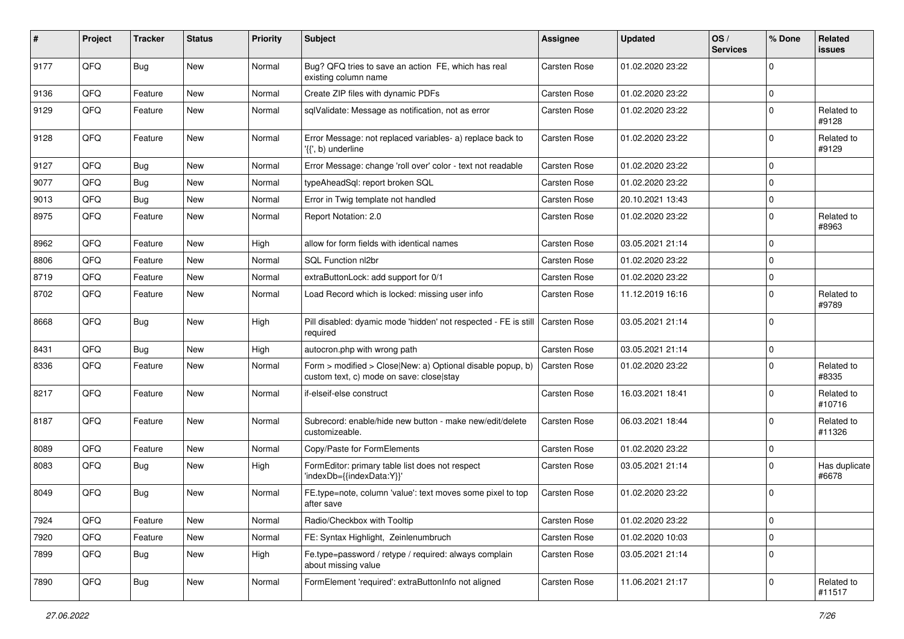| # | Project | Tracker | Status | Priority | Subject | Assignee | Updated | OS / Services | % Done | Related issues |
|---|---|---|---|---|---|---|---|---|---|---|
| 9177 | QFQ | Bug | New | Normal | Bug? QFQ tries to save an action FE, which has real existing column name | Carsten Rose | 01.02.2020 23:22 | | 0 | |
| 9136 | QFQ | Feature | New | Normal | Create ZIP files with dynamic PDFs | Carsten Rose | 01.02.2020 23:22 | | 0 | |
| 9129 | QFQ | Feature | New | Normal | sqlValidate: Message as notification, not as error | Carsten Rose | 01.02.2020 23:22 | | 0 | Related to #9128 |
| 9128 | QFQ | Feature | New | Normal | Error Message: not replaced variables- a) replace back to '{{', b) underline | Carsten Rose | 01.02.2020 23:22 | | 0 | Related to #9129 |
| 9127 | QFQ | Bug | New | Normal | Error Message: change 'roll over' color - text not readable | Carsten Rose | 01.02.2020 23:22 | | 0 | |
| 9077 | QFQ | Bug | New | Normal | typeAheadSql: report broken SQL | Carsten Rose | 01.02.2020 23:22 | | 0 | |
| 9013 | QFQ | Bug | New | Normal | Error in Twig template not handled | Carsten Rose | 20.10.2021 13:43 | | 0 | |
| 8975 | QFQ | Feature | New | Normal | Report Notation: 2.0 | Carsten Rose | 01.02.2020 23:22 | | 0 | Related to #8963 |
| 8962 | QFQ | Feature | New | High | allow for form fields with identical names | Carsten Rose | 03.05.2021 21:14 | | 0 | |
| 8806 | QFQ | Feature | New | Normal | SQL Function nl2br | Carsten Rose | 01.02.2020 23:22 | | 0 | |
| 8719 | QFQ | Feature | New | Normal | extraButtonLock: add support for 0/1 | Carsten Rose | 01.02.2020 23:22 | | 0 | |
| 8702 | QFQ | Feature | New | Normal | Load Record which is locked: missing user info | Carsten Rose | 11.12.2019 16:16 | | 0 | Related to #9789 |
| 8668 | QFQ | Bug | New | High | Pill disabled: dyamic mode 'hidden' not respected - FE is still required | Carsten Rose | 03.05.2021 21:14 | | 0 | |
| 8431 | QFQ | Bug | New | High | autocron.php with wrong path | Carsten Rose | 03.05.2021 21:14 | | 0 | |
| 8336 | QFQ | Feature | New | Normal | Form > modified > Close\|New: a) Optional disable popup, b) custom text, c) mode on save: close\|stay | Carsten Rose | 01.02.2020 23:22 | | 0 | Related to #8335 |
| 8217 | QFQ | Feature | New | Normal | if-elseif-else construct | Carsten Rose | 16.03.2021 18:41 | | 0 | Related to #10716 |
| 8187 | QFQ | Feature | New | Normal | Subrecord: enable/hide new button - make new/edit/delete customizeable. | Carsten Rose | 06.03.2021 18:44 | | 0 | Related to #11326 |
| 8089 | QFQ | Feature | New | Normal | Copy/Paste for FormElements | Carsten Rose | 01.02.2020 23:22 | | 0 | |
| 8083 | QFQ | Bug | New | High | FormEditor: primary table list does not respect 'indexDb={{indexData:Y}}' | Carsten Rose | 03.05.2021 21:14 | | 0 | Has duplicate #6678 |
| 8049 | QFQ | Bug | New | Normal | FE.type=note, column 'value': text moves some pixel to top after save | Carsten Rose | 01.02.2020 23:22 | | 0 | |
| 7924 | QFQ | Feature | New | Normal | Radio/Checkbox with Tooltip | Carsten Rose | 01.02.2020 23:22 | | 0 | |
| 7920 | QFQ | Feature | New | Normal | FE: Syntax Highlight, Zeilenumbruch | Carsten Rose | 01.02.2020 10:03 | | 0 | |
| 7899 | QFQ | Bug | New | High | Fe.type=password / retype / required: always complain about missing value | Carsten Rose | 03.05.2021 21:14 | | 0 | |
| 7890 | QFQ | Bug | New | Normal | FormElement 'required': extraButtonInfo not aligned | Carsten Rose | 11.06.2021 21:17 | | 0 | Related to #11517 |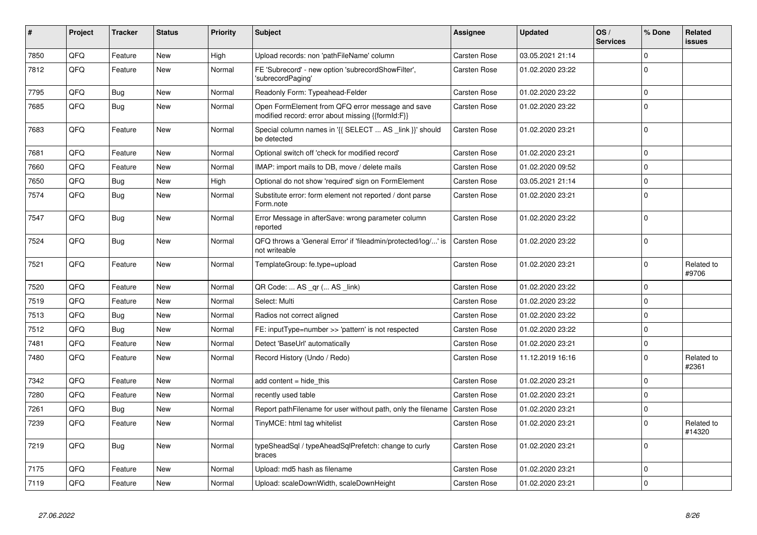| # | Project | Tracker | Status | Priority | Subject | Assignee | Updated | OS / Services | % Done | Related issues |
|---|---|---|---|---|---|---|---|---|---|---|
| 7850 | QFQ | Feature | New | High | Upload records: non 'pathFileName' column | Carsten Rose | 03.05.2021 21:14 | | 0 | |
| 7812 | QFQ | Feature | New | Normal | FE 'Subrecord' - new option 'subrecordShowFilter', 'subrecordPaging' | Carsten Rose | 01.02.2020 23:22 | | 0 | |
| 7795 | QFQ | Bug | New | Normal | Readonly Form: Typeahead-Felder | Carsten Rose | 01.02.2020 23:22 | | 0 | |
| 7685 | QFQ | Bug | New | Normal | Open FormElement from QFQ error message and save modified record: error about missing {{formId:F}} | Carsten Rose | 01.02.2020 23:22 | | 0 | |
| 7683 | QFQ | Feature | New | Normal | Special column names in '{{ SELECT ... AS _link }}' should be detected | Carsten Rose | 01.02.2020 23:21 | | 0 | |
| 7681 | QFQ | Feature | New | Normal | Optional switch off 'check for modified record' | Carsten Rose | 01.02.2020 23:21 | | 0 | |
| 7660 | QFQ | Feature | New | Normal | IMAP: import mails to DB, move / delete mails | Carsten Rose | 01.02.2020 09:52 | | 0 | |
| 7650 | QFQ | Bug | New | High | Optional do not show 'required' sign on FormElement | Carsten Rose | 03.05.2021 21:14 | | 0 | |
| 7574 | QFQ | Bug | New | Normal | Substitute error: form element not reported / dont parse Form.note | Carsten Rose | 01.02.2020 23:21 | | 0 | |
| 7547 | QFQ | Bug | New | Normal | Error Message in afterSave: wrong parameter column reported | Carsten Rose | 01.02.2020 23:22 | | 0 | |
| 7524 | QFQ | Bug | New | Normal | QFQ throws a 'General Error' if 'fileadmin/protected/log/...' is not writeable | Carsten Rose | 01.02.2020 23:22 | | 0 | |
| 7521 | QFQ | Feature | New | Normal | TemplateGroup: fe.type=upload | Carsten Rose | 01.02.2020 23:21 | | 0 | Related to #9706 |
| 7520 | QFQ | Feature | New | Normal | QR Code: ... AS _qr ( ... AS _link) | Carsten Rose | 01.02.2020 23:22 | | 0 | |
| 7519 | QFQ | Feature | New | Normal | Select: Multi | Carsten Rose | 01.02.2020 23:22 | | 0 | |
| 7513 | QFQ | Bug | New | Normal | Radios not correct aligned | Carsten Rose | 01.02.2020 23:22 | | 0 | |
| 7512 | QFQ | Bug | New | Normal | FE: inputType=number >> 'pattern' is not respected | Carsten Rose | 01.02.2020 23:22 | | 0 | |
| 7481 | QFQ | Feature | New | Normal | Detect 'BaseUrl' automatically | Carsten Rose | 01.02.2020 23:21 | | 0 | |
| 7480 | QFQ | Feature | New | Normal | Record History (Undo / Redo) | Carsten Rose | 11.12.2019 16:16 | | 0 | Related to #2361 |
| 7342 | QFQ | Feature | New | Normal | add content = hide_this | Carsten Rose | 01.02.2020 23:21 | | 0 | |
| 7280 | QFQ | Feature | New | Normal | recently used table | Carsten Rose | 01.02.2020 23:21 | | 0 | |
| 7261 | QFQ | Bug | New | Normal | Report pathFilename for user without path, only the filename | Carsten Rose | 01.02.2020 23:21 | | 0 | |
| 7239 | QFQ | Feature | New | Normal | TinyMCE: html tag whitelist | Carsten Rose | 01.02.2020 23:21 | | 0 | Related to #14320 |
| 7219 | QFQ | Bug | New | Normal | typeSheadSql / typeAheadSqlPrefetch: change to curly braces | Carsten Rose | 01.02.2020 23:21 | | 0 | |
| 7175 | QFQ | Feature | New | Normal | Upload: md5 hash as filename | Carsten Rose | 01.02.2020 23:21 | | 0 | |
| 7119 | QFQ | Feature | New | Normal | Upload: scaleDownWidth, scaleDownHeight | Carsten Rose | 01.02.2020 23:21 | | 0 | |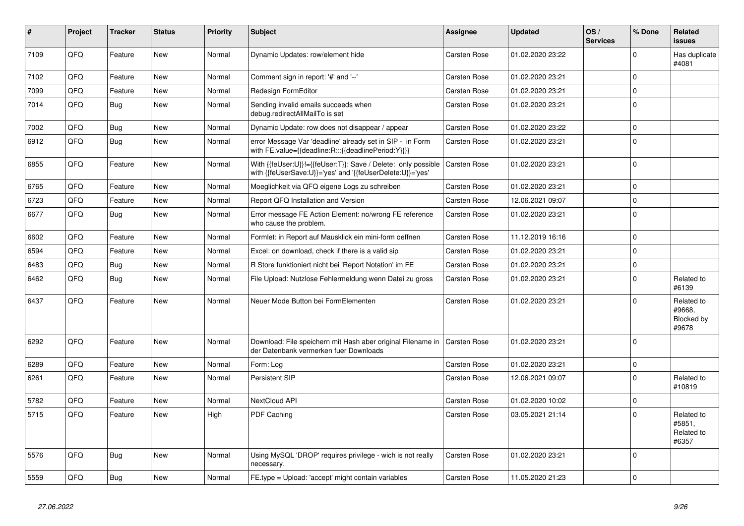| # | Project | Tracker | Status | Priority | Subject | Assignee | Updated | OS / Services | % Done | Related issues |
|---|---|---|---|---|---|---|---|---|---|---|
| 7109 | QFQ | Feature | New | Normal | Dynamic Updates: row/element hide | Carsten Rose | 01.02.2020 23:22 | | 0 | Has duplicate #4081 |
| 7102 | QFQ | Feature | New | Normal | Comment sign in report: '#' and '--' | Carsten Rose | 01.02.2020 23:21 | | 0 | |
| 7099 | QFQ | Feature | New | Normal | Redesign FormEditor | Carsten Rose | 01.02.2020 23:21 | | 0 | |
| 7014 | QFQ | Bug | New | Normal | Sending invalid emails succeeds when debug.redirectAllMailTo is set | Carsten Rose | 01.02.2020 23:21 | | 0 | |
| 7002 | QFQ | Bug | New | Normal | Dynamic Update: row does not disappear / appear | Carsten Rose | 01.02.2020 23:22 | | 0 | |
| 6912 | QFQ | Bug | New | Normal | error Message Var 'deadline' already set in SIP - in Form with FE.value={{deadline:R:::{{deadlinePeriod:Y}}}} | Carsten Rose | 01.02.2020 23:21 | | 0 | |
| 6855 | QFQ | Feature | New | Normal | With {{feUser:U}}!={{feUser:T}}: Save / Delete: only possible with {{feUserSave:U}}='yes' and '{{feUserDelete:U}}='yes' | Carsten Rose | 01.02.2020 23:21 | | 0 | |
| 6765 | QFQ | Feature | New | Normal | Moeglichkeit via QFQ eigene Logs zu schreiben | Carsten Rose | 01.02.2020 23:21 | | 0 | |
| 6723 | QFQ | Feature | New | Normal | Report QFQ Installation and Version | Carsten Rose | 12.06.2021 09:07 | | 0 | |
| 6677 | QFQ | Bug | New | Normal | Error message FE Action Element: no/wrong FE reference who cause the problem. | Carsten Rose | 01.02.2020 23:21 | | 0 | |
| 6602 | QFQ | Feature | New | Normal | Formlet: in Report auf Mausklick ein mini-form oeffnen | Carsten Rose | 11.12.2019 16:16 | | 0 | |
| 6594 | QFQ | Feature | New | Normal | Excel: on download, check if there is a valid sip | Carsten Rose | 01.02.2020 23:21 | | 0 | |
| 6483 | QFQ | Bug | New | Normal | R Store funktioniert nicht bei 'Report Notation' im FE | Carsten Rose | 01.02.2020 23:21 | | 0 | |
| 6462 | QFQ | Bug | New | Normal | File Upload: Nutzlose Fehlermeldung wenn Datei zu gross | Carsten Rose | 01.02.2020 23:21 | | 0 | Related to #6139 |
| 6437 | QFQ | Feature | New | Normal | Neuer Mode Button bei FormElementen | Carsten Rose | 01.02.2020 23:21 | | 0 | Related to #9668, Blocked by #9678 |
| 6292 | QFQ | Feature | New | Normal | Download: File speichern mit Hash aber original Filename in der Datenbank vermerken fuer Downloads | Carsten Rose | 01.02.2020 23:21 | | 0 | |
| 6289 | QFQ | Feature | New | Normal | Form: Log | Carsten Rose | 01.02.2020 23:21 | | 0 | |
| 6261 | QFQ | Feature | New | Normal | Persistent SIP | Carsten Rose | 12.06.2021 09:07 | | 0 | Related to #10819 |
| 5782 | QFQ | Feature | New | Normal | NextCloud API | Carsten Rose | 01.02.2020 10:02 | | 0 | |
| 5715 | QFQ | Feature | New | High | PDF Caching | Carsten Rose | 03.05.2021 21:14 | | 0 | Related to #5851, Related to #6357 |
| 5576 | QFQ | Bug | New | Normal | Using MySQL 'DROP' requires privilege - wich is not really necessary. | Carsten Rose | 01.02.2020 23:21 | | 0 | |
| 5559 | QFQ | Bug | New | Normal | FE.type = Upload: 'accept' might contain variables | Carsten Rose | 11.05.2020 21:23 | | 0 | |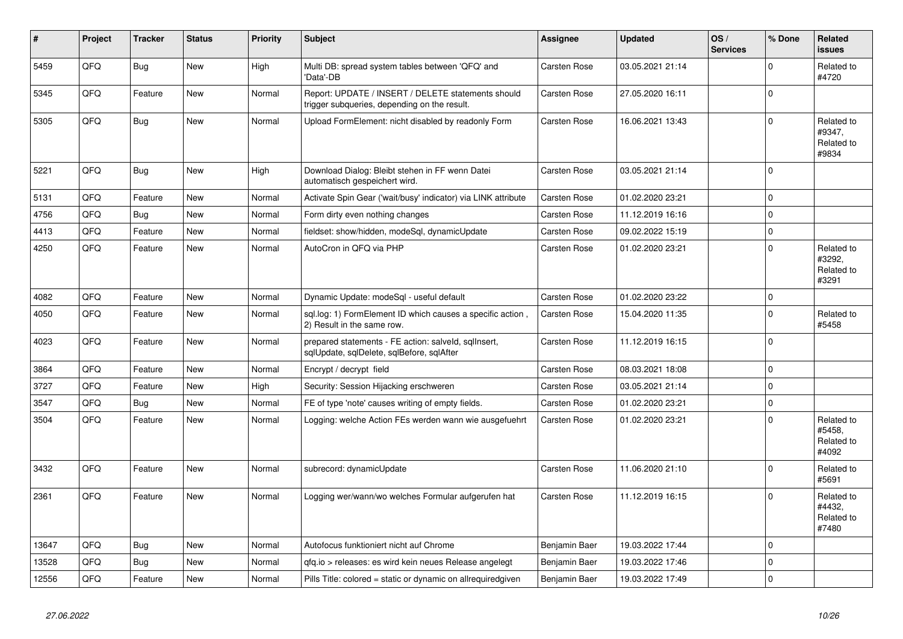| # | Project | Tracker | Status | Priority | Subject | Assignee | Updated | OS / Services | % Done | Related issues |
|---|---|---|---|---|---|---|---|---|---|---|
| 5459 | QFQ | Bug | New | High | Multi DB: spread system tables between 'QFQ' and 'Data'-DB | Carsten Rose | 03.05.2021 21:14 | | 0 | Related to #4720 |
| 5345 | QFQ | Feature | New | Normal | Report: UPDATE / INSERT / DELETE statements should trigger subqueries, depending on the result. | Carsten Rose | 27.05.2020 16:11 | | 0 | |
| 5305 | QFQ | Bug | New | Normal | Upload FormElement: nicht disabled by readonly Form | Carsten Rose | 16.06.2021 13:43 | | 0 | Related to #9347, Related to #9834 |
| 5221 | QFQ | Bug | New | High | Download Dialog: Bleibt stehen in FF wenn Datei automatisch gespeichert wird. | Carsten Rose | 03.05.2021 21:14 | | 0 | |
| 5131 | QFQ | Feature | New | Normal | Activate Spin Gear ('wait/busy' indicator) via LINK attribute | Carsten Rose | 01.02.2020 23:21 | | 0 | |
| 4756 | QFQ | Bug | New | Normal | Form dirty even nothing changes | Carsten Rose | 11.12.2019 16:16 | | 0 | |
| 4413 | QFQ | Feature | New | Normal | fieldset: show/hidden, modeSql, dynamicUpdate | Carsten Rose | 09.02.2022 15:19 | | 0 | |
| 4250 | QFQ | Feature | New | Normal | AutoCron in QFQ via PHP | Carsten Rose | 01.02.2020 23:21 | | 0 | Related to #3292, Related to #3291 |
| 4082 | QFQ | Feature | New | Normal | Dynamic Update: modeSql - useful default | Carsten Rose | 01.02.2020 23:22 | | 0 | |
| 4050 | QFQ | Feature | New | Normal | sql.log: 1) FormElement ID which causes a specific action , 2) Result in the same row. | Carsten Rose | 15.04.2020 11:35 | | 0 | Related to #5458 |
| 4023 | QFQ | Feature | New | Normal | prepared statements - FE action: salveld, sqlInsert, sqlUpdate, sqlDelete, sqlBefore, sqlAfter | Carsten Rose | 11.12.2019 16:15 | | 0 | |
| 3864 | QFQ | Feature | New | Normal | Encrypt / decrypt field | Carsten Rose | 08.03.2021 18:08 | | 0 | |
| 3727 | QFQ | Feature | New | High | Security: Session Hijacking erschweren | Carsten Rose | 03.05.2021 21:14 | | 0 | |
| 3547 | QFQ | Bug | New | Normal | FE of type 'note' causes writing of empty fields. | Carsten Rose | 01.02.2020 23:21 | | 0 | |
| 3504 | QFQ | Feature | New | Normal | Logging: welche Action FEs werden wann wie ausgefuehrt | Carsten Rose | 01.02.2020 23:21 | | 0 | Related to #5458, Related to #4092 |
| 3432 | QFQ | Feature | New | Normal | subrecord: dynamicUpdate | Carsten Rose | 11.06.2020 21:10 | | 0 | Related to #5691 |
| 2361 | QFQ | Feature | New | Normal | Logging wer/wann/wo welches Formular aufgerufen hat | Carsten Rose | 11.12.2019 16:15 | | 0 | Related to #4432, Related to #7480 |
| 13647 | QFQ | Bug | New | Normal | Autofocus funktioniert nicht auf Chrome | Benjamin Baer | 19.03.2022 17:44 | | 0 | |
| 13528 | QFQ | Bug | New | Normal | qfq.io > releases: es wird kein neues Release angelegt | Benjamin Baer | 19.03.2022 17:46 | | 0 | |
| 12556 | QFQ | Feature | New | Normal | Pills Title: colored = static or dynamic on allrequiredgiven | Benjamin Baer | 19.03.2022 17:49 | | 0 | |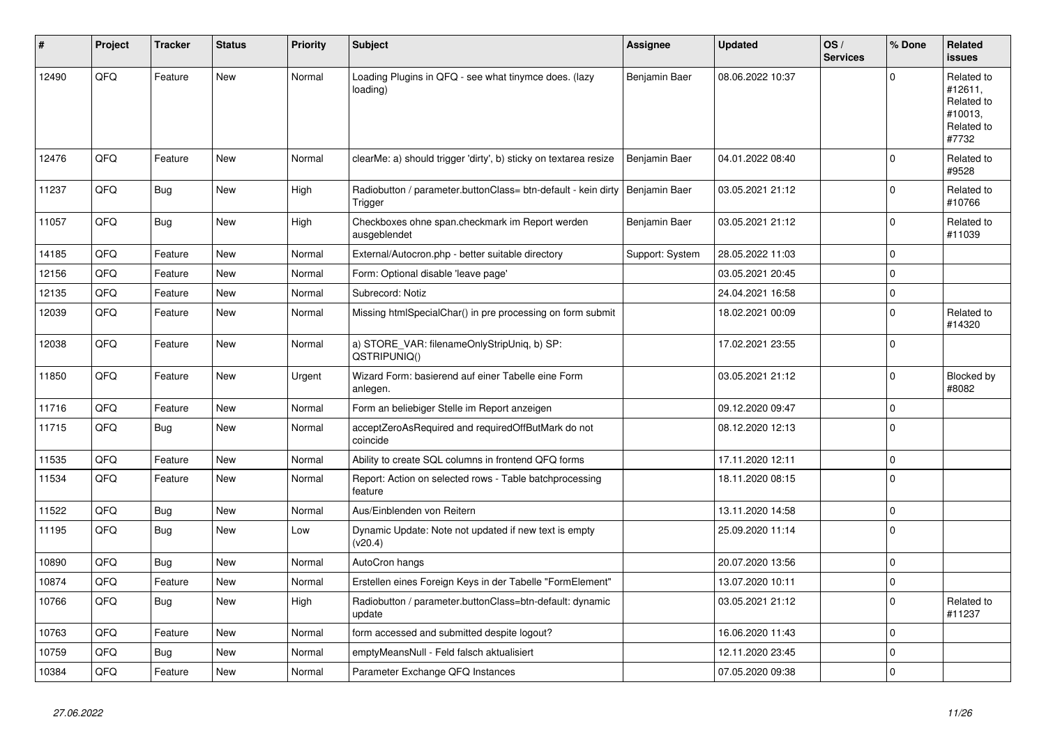| # | Project | Tracker | Status | Priority | Subject | Assignee | Updated | OS / Services | % Done | Related issues |
|---|---|---|---|---|---|---|---|---|---|---|
| 12490 | QFQ | Feature | New | Normal | Loading Plugins in QFQ - see what tinymce does. (lazy loading) | Benjamin Baer | 08.06.2022 10:37 | | 0 | Related to #12611, Related to #10013, Related to #7732 |
| 12476 | QFQ | Feature | New | Normal | clearMe: a) should trigger 'dirty', b) sticky on textarea resize | Benjamin Baer | 04.01.2022 08:40 | | 0 | Related to #9528 |
| 11237 | QFQ | Bug | New | High | Radiobutton / parameter.buttonClass= btn-default - kein dirty Trigger | Benjamin Baer | 03.05.2021 21:12 | | 0 | Related to #10766 |
| 11057 | QFQ | Bug | New | High | Checkboxes ohne span.checkmark im Report werden ausgeblendet | Benjamin Baer | 03.05.2021 21:12 | | 0 | Related to #11039 |
| 14185 | QFQ | Feature | New | Normal | External/Autocron.php - better suitable directory | Support: System | 28.05.2022 11:03 | | 0 | |
| 12156 | QFQ | Feature | New | Normal | Form: Optional disable 'leave page' | | 03.05.2021 20:45 | | 0 | |
| 12135 | QFQ | Feature | New | Normal | Subrecord: Notiz | | 24.04.2021 16:58 | | 0 | |
| 12039 | QFQ | Feature | New | Normal | Missing htmlSpecialChar() in pre processing on form submit | | 18.02.2021 00:09 | | 0 | Related to #14320 |
| 12038 | QFQ | Feature | New | Normal | a) STORE_VAR: filenameOnlyStripUniq, b) SP: QSTRIPUNIQ() | | 17.02.2021 23:55 | | 0 | |
| 11850 | QFQ | Feature | New | Urgent | Wizard Form: basierend auf einer Tabelle eine Form anlegen. | | 03.05.2021 21:12 | | 0 | Blocked by #8082 |
| 11716 | QFQ | Feature | New | Normal | Form an beliebiger Stelle im Report anzeigen | | 09.12.2020 09:47 | | 0 | |
| 11715 | QFQ | Bug | New | Normal | acceptZeroAsRequired and requiredOffButMark do not coincide | | 08.12.2020 12:13 | | 0 | |
| 11535 | QFQ | Feature | New | Normal | Ability to create SQL columns in frontend QFQ forms | | 17.11.2020 12:11 | | 0 | |
| 11534 | QFQ | Feature | New | Normal | Report: Action on selected rows - Table batchprocessing feature | | 18.11.2020 08:15 | | 0 | |
| 11522 | QFQ | Bug | New | Normal | Aus/Einblenden von Reitern | | 13.11.2020 14:58 | | 0 | |
| 11195 | QFQ | Bug | New | Low | Dynamic Update: Note not updated if new text is empty (v20.4) | | 25.09.2020 11:14 | | 0 | |
| 10890 | QFQ | Bug | New | Normal | AutoCron hangs | | 20.07.2020 13:56 | | 0 | |
| 10874 | QFQ | Feature | New | Normal | Erstellen eines Foreign Keys in der Tabelle "FormElement" | | 13.07.2020 10:11 | | 0 | |
| 10766 | QFQ | Bug | New | High | Radiobutton / parameter.buttonClass=btn-default: dynamic update | | 03.05.2021 21:12 | | 0 | Related to #11237 |
| 10763 | QFQ | Feature | New | Normal | form accessed and submitted despite logout? | | 16.06.2020 11:43 | | 0 | |
| 10759 | QFQ | Bug | New | Normal | emptyMeansNull - Feld falsch aktualisiert | | 12.11.2020 23:45 | | 0 | |
| 10384 | QFQ | Feature | New | Normal | Parameter Exchange QFQ Instances | | 07.05.2020 09:38 | | 0 | |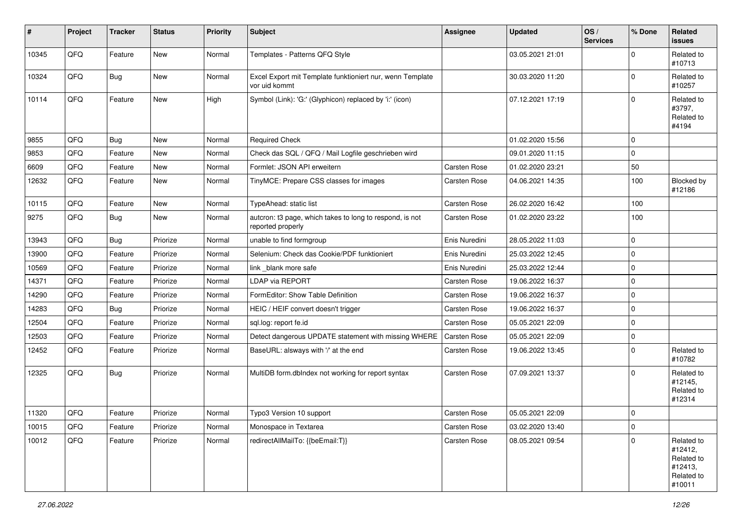| # | Project | Tracker | Status | Priority | Subject | Assignee | Updated | OS / Services | % Done | Related issues |
|---|---|---|---|---|---|---|---|---|---|---|
| 10345 | QFQ | Feature | New | Normal | Templates - Patterns QFQ Style | | 03.05.2021 21:01 | | 0 | Related to #10713 |
| 10324 | QFQ | Bug | New | Normal | Excel Export mit Template funktioniert nur, wenn Template vor uid kommt | | 30.03.2020 11:20 | | 0 | Related to #10257 |
| 10114 | QFQ | Feature | New | High | Symbol (Link): 'G:' (Glyphicon) replaced by 'i:' (icon) | | 07.12.2021 17:19 | | 0 | Related to #3797, Related to #4194 |
| 9855 | QFQ | Bug | New | Normal | Required Check | | 01.02.2020 15:56 | | 0 | |
| 9853 | QFQ | Feature | New | Normal | Check das SQL / QFQ / Mail Logfile geschrieben wird | | 09.01.2020 11:15 | | 0 | |
| 6609 | QFQ | Feature | New | Normal | Formlet: JSON API erweitern | Carsten Rose | 01.02.2020 23:21 | | 50 | |
| 12632 | QFQ | Feature | New | Normal | TinyMCE: Prepare CSS classes for images | Carsten Rose | 04.06.2021 14:35 | | 100 | Blocked by #12186 |
| 10115 | QFQ | Feature | New | Normal | TypeAhead: static list | Carsten Rose | 26.02.2020 16:42 | | 100 | |
| 9275 | QFQ | Bug | New | Normal | autcron: t3 page, which takes to long to respond, is not reported properly | Carsten Rose | 01.02.2020 23:22 | | 100 | |
| 13943 | QFQ | Bug | Priorize | Normal | unable to find formgroup | Enis Nuredini | 28.05.2022 11:03 | | 0 | |
| 13900 | QFQ | Feature | Priorize | Normal | Selenium: Check das Cookie/PDF funktioniert | Enis Nuredini | 25.03.2022 12:45 | | 0 | |
| 10569 | QFQ | Feature | Priorize | Normal | link _blank more safe | Enis Nuredini | 25.03.2022 12:44 | | 0 | |
| 14371 | QFQ | Feature | Priorize | Normal | LDAP via REPORT | Carsten Rose | 19.06.2022 16:37 | | 0 | |
| 14290 | QFQ | Feature | Priorize | Normal | FormEditor: Show Table Definition | Carsten Rose | 19.06.2022 16:37 | | 0 | |
| 14283 | QFQ | Bug | Priorize | Normal | HEIC / HEIF convert doesn't trigger | Carsten Rose | 19.06.2022 16:37 | | 0 | |
| 12504 | QFQ | Feature | Priorize | Normal | sql.log: report fe.id | Carsten Rose | 05.05.2021 22:09 | | 0 | |
| 12503 | QFQ | Feature | Priorize | Normal | Detect dangerous UPDATE statement with missing WHERE | Carsten Rose | 05.05.2021 22:09 | | 0 | |
| 12452 | QFQ | Feature | Priorize | Normal | BaseURL: alsways with '/' at the end | Carsten Rose | 19.06.2022 13:45 | | 0 | Related to #10782 |
| 12325 | QFQ | Bug | Priorize | Normal | MultiDB form.dbIndex not working for report syntax | Carsten Rose | 07.09.2021 13:37 | | 0 | Related to #12145, Related to #12314 |
| 11320 | QFQ | Feature | Priorize | Normal | Typo3 Version 10 support | Carsten Rose | 05.05.2021 22:09 | | 0 | |
| 10015 | QFQ | Feature | Priorize | Normal | Monospace in Textarea | Carsten Rose | 03.02.2020 13:40 | | 0 | |
| 10012 | QFQ | Feature | Priorize | Normal | redirectAllMailTo: {{beEmail:T}} | Carsten Rose | 08.05.2021 09:54 | | 0 | Related to #12412, Related to #12413, Related to #10011 |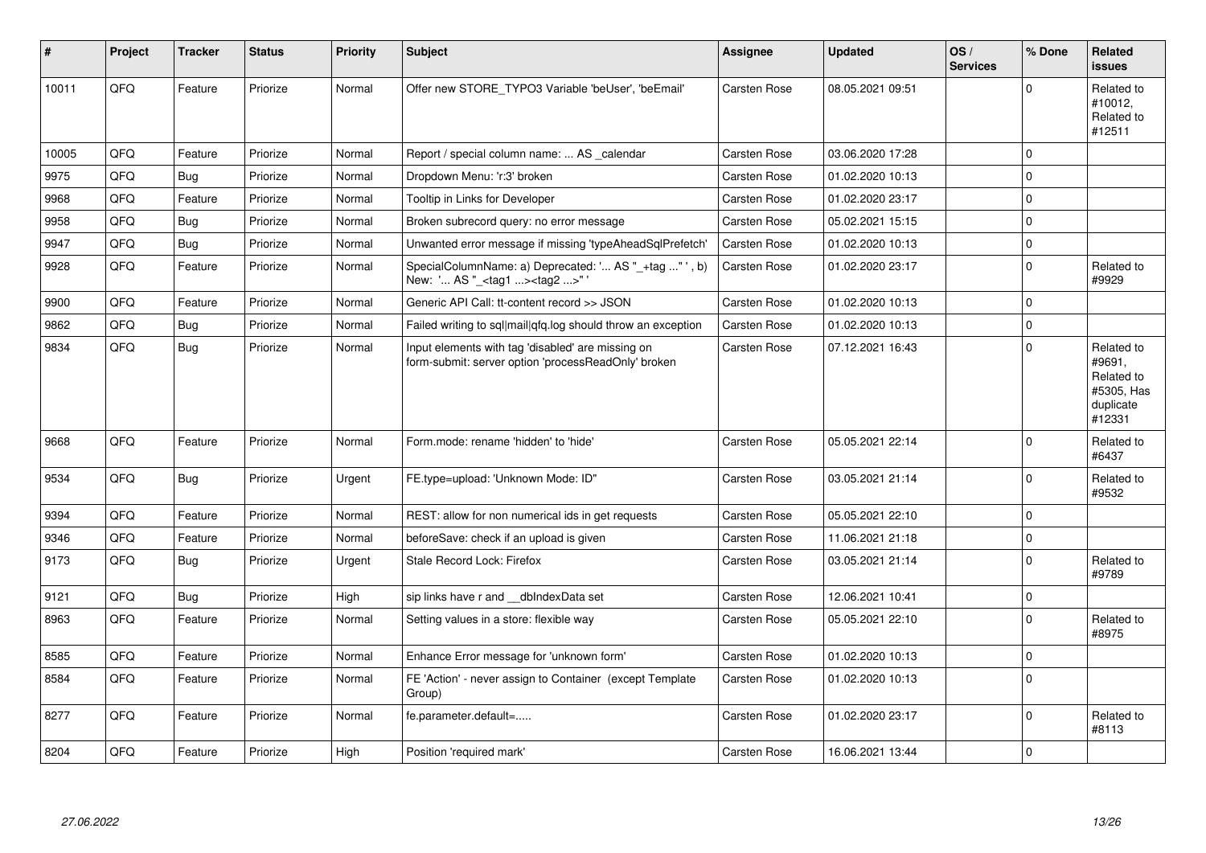| # | Project | Tracker | Status | Priority | Subject | Assignee | Updated | OS / Services | % Done | Related issues |
|---|---|---|---|---|---|---|---|---|---|---|
| 10011 | QFQ | Feature | Priorize | Normal | Offer new STORE_TYPO3 Variable 'beUser', 'beEmail' | Carsten Rose | 08.05.2021 09:51 | | 0 | Related to #10012, Related to #12511 |
| 10005 | QFQ | Feature | Priorize | Normal | Report / special column name: ... AS _calendar | Carsten Rose | 03.06.2020 17:28 | | 0 | |
| 9975 | QFQ | Bug | Priorize | Normal | Dropdown Menu: 'r:3' broken | Carsten Rose | 01.02.2020 10:13 | | 0 | |
| 9968 | QFQ | Feature | Priorize | Normal | Tooltip in Links for Developer | Carsten Rose | 01.02.2020 23:17 | | 0 | |
| 9958 | QFQ | Bug | Priorize | Normal | Broken subrecord query: no error message | Carsten Rose | 05.02.2021 15:15 | | 0 | |
| 9947 | QFQ | Bug | Priorize | Normal | Unwanted error message if missing 'typeAheadSqlPrefetch' | Carsten Rose | 01.02.2020 10:13 | | 0 | |
| 9928 | QFQ | Feature | Priorize | Normal | SpecialColumnName: a) Deprecated: '... AS "_+tag ..." ', b) New: '... AS "_<tag1 ...><tag2 ...>" ' | Carsten Rose | 01.02.2020 23:17 | | 0 | Related to #9929 |
| 9900 | QFQ | Feature | Priorize | Normal | Generic API Call: tt-content record >> JSON | Carsten Rose | 01.02.2020 10:13 | | 0 | |
| 9862 | QFQ | Bug | Priorize | Normal | Failed writing to sql\|mail\|qfq.log should throw an exception | Carsten Rose | 01.02.2020 10:13 | | 0 | |
| 9834 | QFQ | Bug | Priorize | Normal | Input elements with tag 'disabled' are missing on form-submit: server option 'processReadOnly' broken | Carsten Rose | 07.12.2021 16:43 | | 0 | Related to #9691, Related to #5305, Has duplicate #12331 |
| 9668 | QFQ | Feature | Priorize | Normal | Form.mode: rename 'hidden' to 'hide' | Carsten Rose | 05.05.2021 22:14 | | 0 | Related to #6437 |
| 9534 | QFQ | Bug | Priorize | Urgent | FE.type=upload: 'Unknown Mode: ID" | Carsten Rose | 03.05.2021 21:14 | | 0 | Related to #9532 |
| 9394 | QFQ | Feature | Priorize | Normal | REST: allow for non numerical ids in get requests | Carsten Rose | 05.05.2021 22:10 | | 0 | |
| 9346 | QFQ | Feature | Priorize | Normal | beforeSave: check if an upload is given | Carsten Rose | 11.06.2021 21:18 | | 0 | |
| 9173 | QFQ | Bug | Priorize | Urgent | Stale Record Lock: Firefox | Carsten Rose | 03.05.2021 21:14 | | 0 | Related to #9789 |
| 9121 | QFQ | Bug | Priorize | High | sip links have r and __dbIndexData set | Carsten Rose | 12.06.2021 10:41 | | 0 | |
| 8963 | QFQ | Feature | Priorize | Normal | Setting values in a store: flexible way | Carsten Rose | 05.05.2021 22:10 | | 0 | Related to #8975 |
| 8585 | QFQ | Feature | Priorize | Normal | Enhance Error message for 'unknown form' | Carsten Rose | 01.02.2020 10:13 | | 0 | |
| 8584 | QFQ | Feature | Priorize | Normal | FE 'Action' - never assign to Container (except Template Group) | Carsten Rose | 01.02.2020 10:13 | | 0 | |
| 8277 | QFQ | Feature | Priorize | Normal | fe.parameter.default=..... | Carsten Rose | 01.02.2020 23:17 | | 0 | Related to #8113 |
| 8204 | QFQ | Feature | Priorize | High | Position 'required mark' | Carsten Rose | 16.06.2021 13:44 | | 0 | |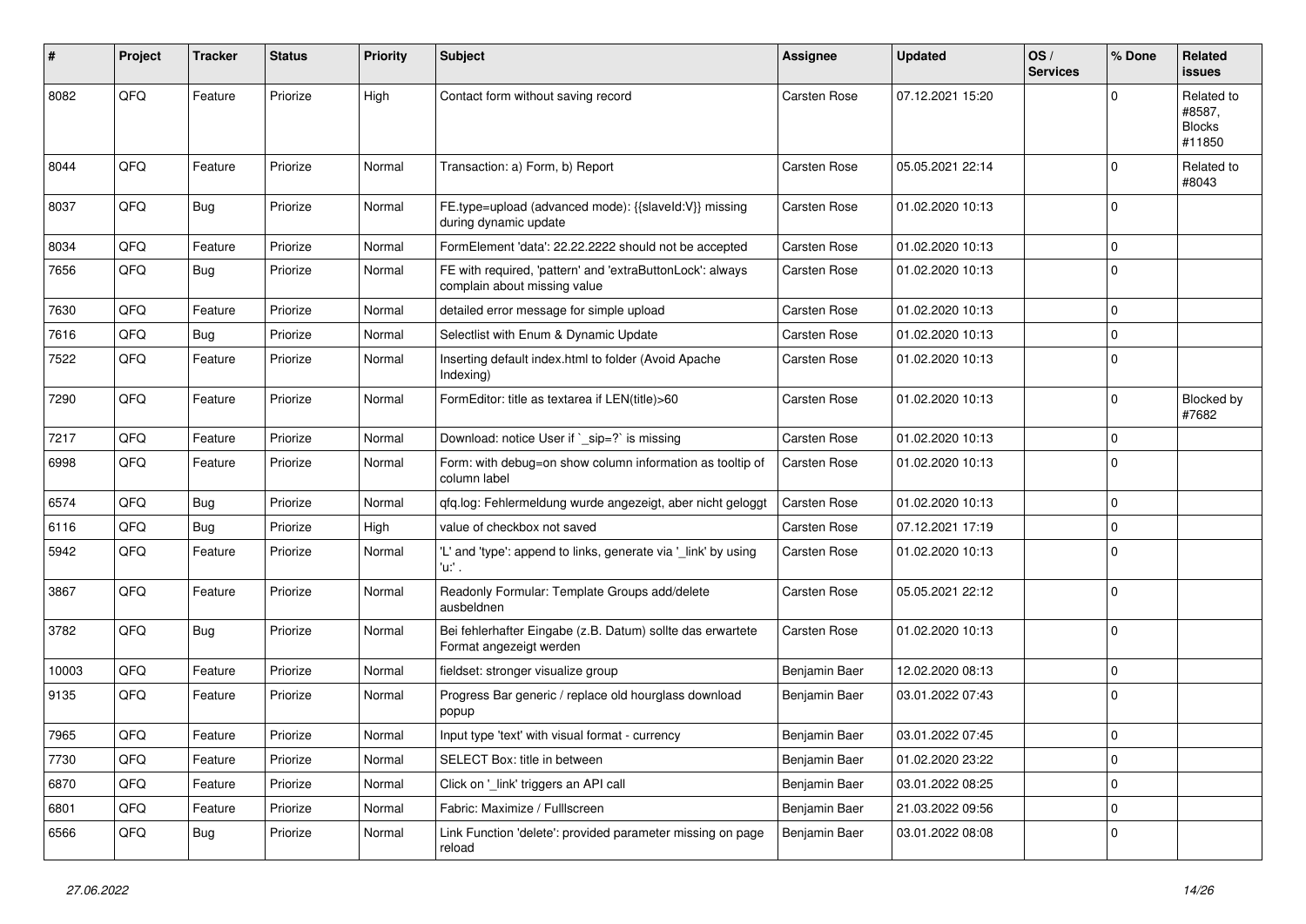| # | Project | Tracker | Status | Priority | Subject | Assignee | Updated | OS / Services | % Done | Related issues |
|---|---|---|---|---|---|---|---|---|---|---|
| 8082 | QFQ | Feature | Priorize | High | Contact form without saving record | Carsten Rose | 07.12.2021 15:20 | | 0 | Related to #8587, Blocks #11850 |
| 8044 | QFQ | Feature | Priorize | Normal | Transaction: a) Form, b) Report | Carsten Rose | 05.05.2021 22:14 | | 0 | Related to #8043 |
| 8037 | QFQ | Bug | Priorize | Normal | FE.type=upload (advanced mode): {{slaveId:V}} missing during dynamic update | Carsten Rose | 01.02.2020 10:13 | | 0 | |
| 8034 | QFQ | Feature | Priorize | Normal | FormElement 'data': 22.22.2222 should not be accepted | Carsten Rose | 01.02.2020 10:13 | | 0 | |
| 7656 | QFQ | Bug | Priorize | Normal | FE with required, 'pattern' and 'extraButtonLock': always complain about missing value | Carsten Rose | 01.02.2020 10:13 | | 0 | |
| 7630 | QFQ | Feature | Priorize | Normal | detailed error message for simple upload | Carsten Rose | 01.02.2020 10:13 | | 0 | |
| 7616 | QFQ | Bug | Priorize | Normal | Selectlist with Enum & Dynamic Update | Carsten Rose | 01.02.2020 10:13 | | 0 | |
| 7522 | QFQ | Feature | Priorize | Normal | Inserting default index.html to folder (Avoid Apache Indexing) | Carsten Rose | 01.02.2020 10:13 | | 0 | |
| 7290 | QFQ | Feature | Priorize | Normal | FormEditor: title as textarea if LEN(title)>60 | Carsten Rose | 01.02.2020 10:13 | | 0 | Blocked by #7682 |
| 7217 | QFQ | Feature | Priorize | Normal | Download: notice User if `_sip=?` is missing | Carsten Rose | 01.02.2020 10:13 | | 0 | |
| 6998 | QFQ | Feature | Priorize | Normal | Form: with debug=on show column information as tooltip of column label | Carsten Rose | 01.02.2020 10:13 | | 0 | |
| 6574 | QFQ | Bug | Priorize | Normal | qfq.log: Fehlermeldung wurde angezeigt, aber nicht geloggt | Carsten Rose | 01.02.2020 10:13 | | 0 | |
| 6116 | QFQ | Bug | Priorize | High | value of checkbox not saved | Carsten Rose | 07.12.2021 17:19 | | 0 | |
| 5942 | QFQ | Feature | Priorize | Normal | 'L' and 'type': append to links, generate via '_link' by using 'u:' . | Carsten Rose | 01.02.2020 10:13 | | 0 | |
| 3867 | QFQ | Feature | Priorize | Normal | Readonly Formular: Template Groups add/delete ausbeldnen | Carsten Rose | 05.05.2021 22:12 | | 0 | |
| 3782 | QFQ | Bug | Priorize | Normal | Bei fehlerhafter Eingabe (z.B. Datum) sollte das erwartete Format angezeigt werden | Carsten Rose | 01.02.2020 10:13 | | 0 | |
| 10003 | QFQ | Feature | Priorize | Normal | fieldset: stronger visualize group | Benjamin Baer | 12.02.2020 08:13 | | 0 | |
| 9135 | QFQ | Feature | Priorize | Normal | Progress Bar generic / replace old hourglass download popup | Benjamin Baer | 03.01.2022 07:43 | | 0 | |
| 7965 | QFQ | Feature | Priorize | Normal | Input type 'text' with visual format - currency | Benjamin Baer | 03.01.2022 07:45 | | 0 | |
| 7730 | QFQ | Feature | Priorize | Normal | SELECT Box: title in between | Benjamin Baer | 01.02.2020 23:22 | | 0 | |
| 6870 | QFQ | Feature | Priorize | Normal | Click on '_link' triggers an API call | Benjamin Baer | 03.01.2022 08:25 | | 0 | |
| 6801 | QFQ | Feature | Priorize | Normal | Fabric: Maximize / Fulllscreen | Benjamin Baer | 21.03.2022 09:56 | | 0 | |
| 6566 | QFQ | Bug | Priorize | Normal | Link Function 'delete': provided parameter missing on page reload | Benjamin Baer | 03.01.2022 08:08 | | 0 | |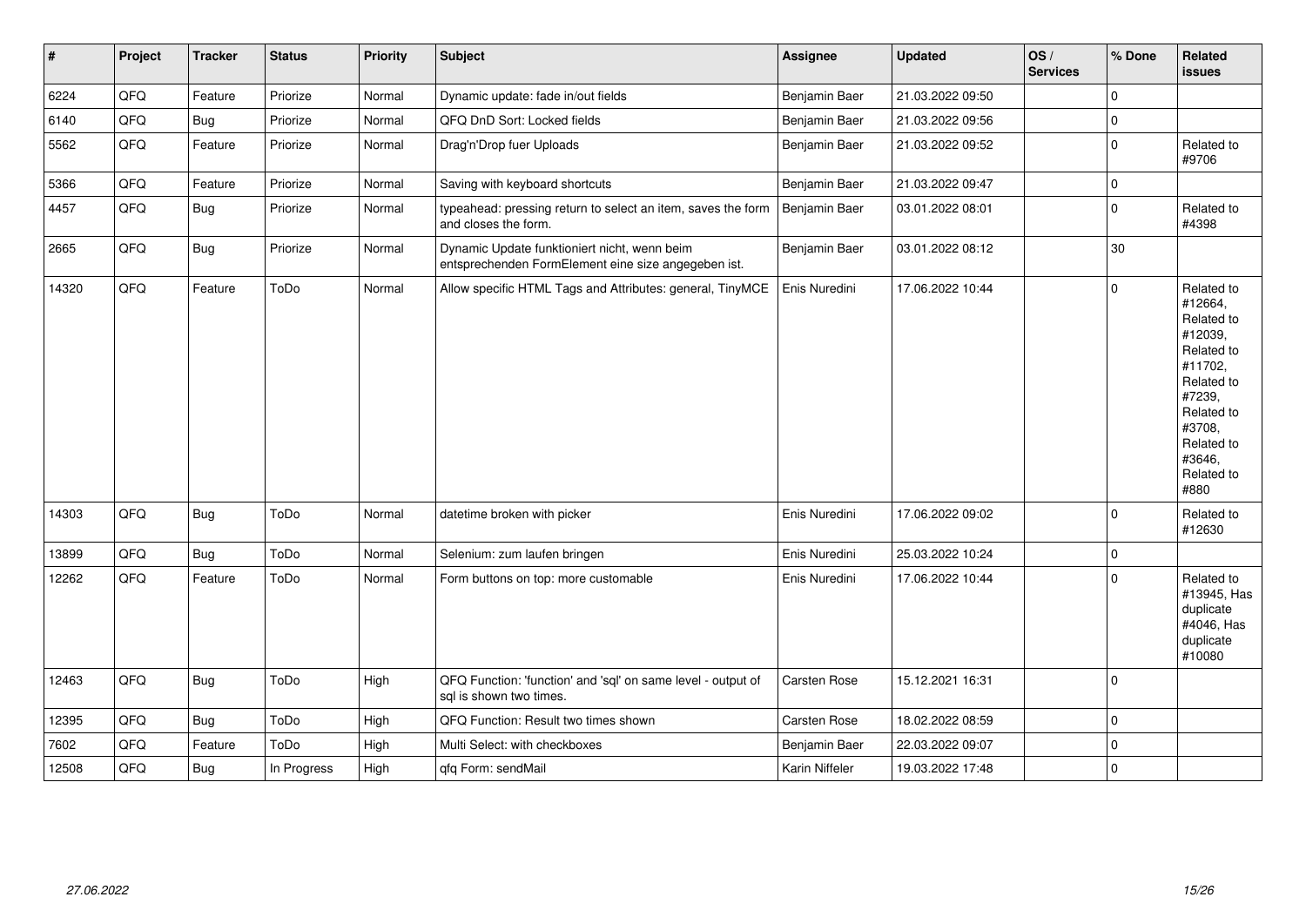| # | Project | Tracker | Status | Priority | Subject | Assignee | Updated | OS / Services | % Done | Related issues |
|---|---|---|---|---|---|---|---|---|---|---|
| 6224 | QFQ | Feature | Priorize | Normal | Dynamic update: fade in/out fields | Benjamin Baer | 21.03.2022 09:50 | | 0 | |
| 6140 | QFQ | Bug | Priorize | Normal | QFQ DnD Sort: Locked fields | Benjamin Baer | 21.03.2022 09:56 | | 0 | |
| 5562 | QFQ | Feature | Priorize | Normal | Drag'n'Drop fuer Uploads | Benjamin Baer | 21.03.2022 09:52 | | 0 | Related to #9706 |
| 5366 | QFQ | Feature | Priorize | Normal | Saving with keyboard shortcuts | Benjamin Baer | 21.03.2022 09:47 | | 0 | |
| 4457 | QFQ | Bug | Priorize | Normal | typeahead: pressing return to select an item, saves the form and closes the form. | Benjamin Baer | 03.01.2022 08:01 | | 0 | Related to #4398 |
| 2665 | QFQ | Bug | Priorize | Normal | Dynamic Update funktioniert nicht, wenn beim entsprechenden FormElement eine size angegeben ist. | Benjamin Baer | 03.01.2022 08:12 | | 30 | |
| 14320 | QFQ | Feature | ToDo | Normal | Allow specific HTML Tags and Attributes: general, TinyMCE | Enis Nuredini | 17.06.2022 10:44 | | 0 | Related to #12664, Related to #12039, Related to #11702, Related to #7239, Related to #3708, Related to #3646, Related to #880 |
| 14303 | QFQ | Bug | ToDo | Normal | datetime broken with picker | Enis Nuredini | 17.06.2022 09:02 | | 0 | Related to #12630 |
| 13899 | QFQ | Bug | ToDo | Normal | Selenium: zum laufen bringen | Enis Nuredini | 25.03.2022 10:24 | | 0 | |
| 12262 | QFQ | Feature | ToDo | Normal | Form buttons on top: more customable | Enis Nuredini | 17.06.2022 10:44 | | 0 | Related to #13945, Has duplicate #4046, Has duplicate #10080 |
| 12463 | QFQ | Bug | ToDo | High | QFQ Function: 'function' and 'sql' on same level - output of sql is shown two times. | Carsten Rose | 15.12.2021 16:31 | | 0 | |
| 12395 | QFQ | Bug | ToDo | High | QFQ Function: Result two times shown | Carsten Rose | 18.02.2022 08:59 | | 0 | |
| 7602 | QFQ | Feature | ToDo | High | Multi Select: with checkboxes | Benjamin Baer | 22.03.2022 09:07 | | 0 | |
| 12508 | QFQ | Bug | In Progress | High | qfq Form: sendMail | Karin Niffeler | 19.03.2022 17:48 | | 0 | |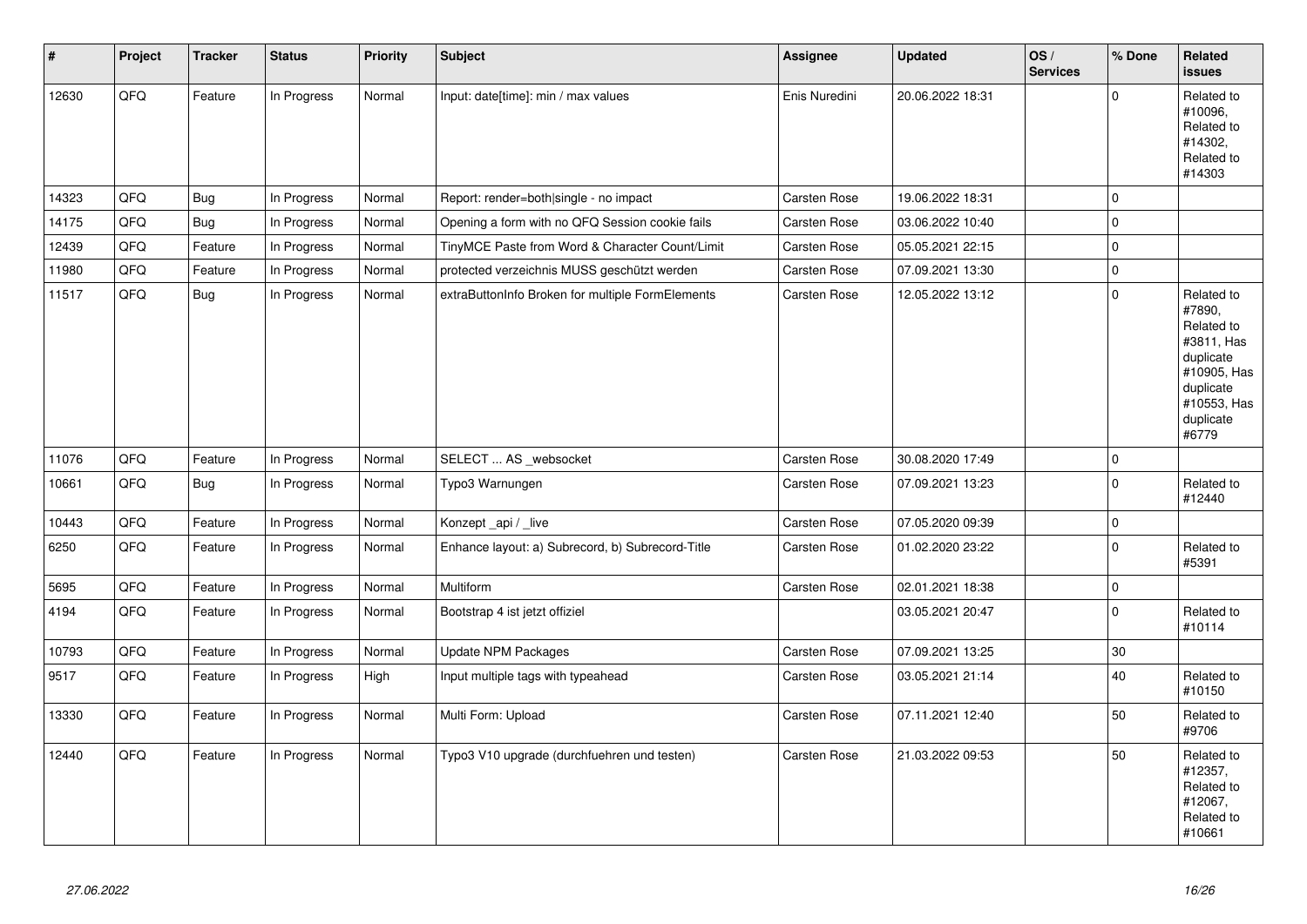| # | Project | Tracker | Status | Priority | Subject | Assignee | Updated | OS / Services | % Done | Related issues |
|---|---|---|---|---|---|---|---|---|---|---|
| 12630 | QFQ | Feature | In Progress | Normal | Input: date[time]: min / max values | Enis Nuredini | 20.06.2022 18:31 | | 0 | Related to #10096, Related to #14302, Related to #14303 |
| 14323 | QFQ | Bug | In Progress | Normal | Report: render=both\|single - no impact | Carsten Rose | 19.06.2022 18:31 | | 0 | |
| 14175 | QFQ | Bug | In Progress | Normal | Opening a form with no QFQ Session cookie fails | Carsten Rose | 03.06.2022 10:40 | | 0 | |
| 12439 | QFQ | Feature | In Progress | Normal | TinyMCE Paste from Word & Character Count/Limit | Carsten Rose | 05.05.2021 22:15 | | 0 | |
| 11980 | QFQ | Feature | In Progress | Normal | protected verzeichnis MUSS geschützt werden | Carsten Rose | 07.09.2021 13:30 | | 0 | |
| 11517 | QFQ | Bug | In Progress | Normal | extraButtonInfo Broken for multiple FormElements | Carsten Rose | 12.05.2022 13:12 | | 0 | Related to #7890, Related to #3811, Has duplicate #10905, Has duplicate #10553, Has duplicate #6779 |
| 11076 | QFQ | Feature | In Progress | Normal | SELECT ... AS _websocket | Carsten Rose | 30.08.2020 17:49 | | 0 | |
| 10661 | QFQ | Bug | In Progress | Normal | Typo3 Warnungen | Carsten Rose | 07.09.2021 13:23 | | 0 | Related to #12440 |
| 10443 | QFQ | Feature | In Progress | Normal | Konzept _api / _live | Carsten Rose | 07.05.2020 09:39 | | 0 | |
| 6250 | QFQ | Feature | In Progress | Normal | Enhance layout: a) Subrecord, b) Subrecord-Title | Carsten Rose | 01.02.2020 23:22 | | 0 | Related to #5391 |
| 5695 | QFQ | Feature | In Progress | Normal | Multiform | Carsten Rose | 02.01.2021 18:38 | | 0 | |
| 4194 | QFQ | Feature | In Progress | Normal | Bootstrap 4 ist jetzt offiziel | | 03.05.2021 20:47 | | 0 | Related to #10114 |
| 10793 | QFQ | Feature | In Progress | Normal | Update NPM Packages | Carsten Rose | 07.09.2021 13:25 | | 30 | |
| 9517 | QFQ | Feature | In Progress | High | Input multiple tags with typeahead | Carsten Rose | 03.05.2021 21:14 | | 40 | Related to #10150 |
| 13330 | QFQ | Feature | In Progress | Normal | Multi Form: Upload | Carsten Rose | 07.11.2021 12:40 | | 50 | Related to #9706 |
| 12440 | QFQ | Feature | In Progress | Normal | Typo3 V10 upgrade (durchfuehren und testen) | Carsten Rose | 21.03.2022 09:53 | | 50 | Related to #12357, Related to #12067, Related to #10661 |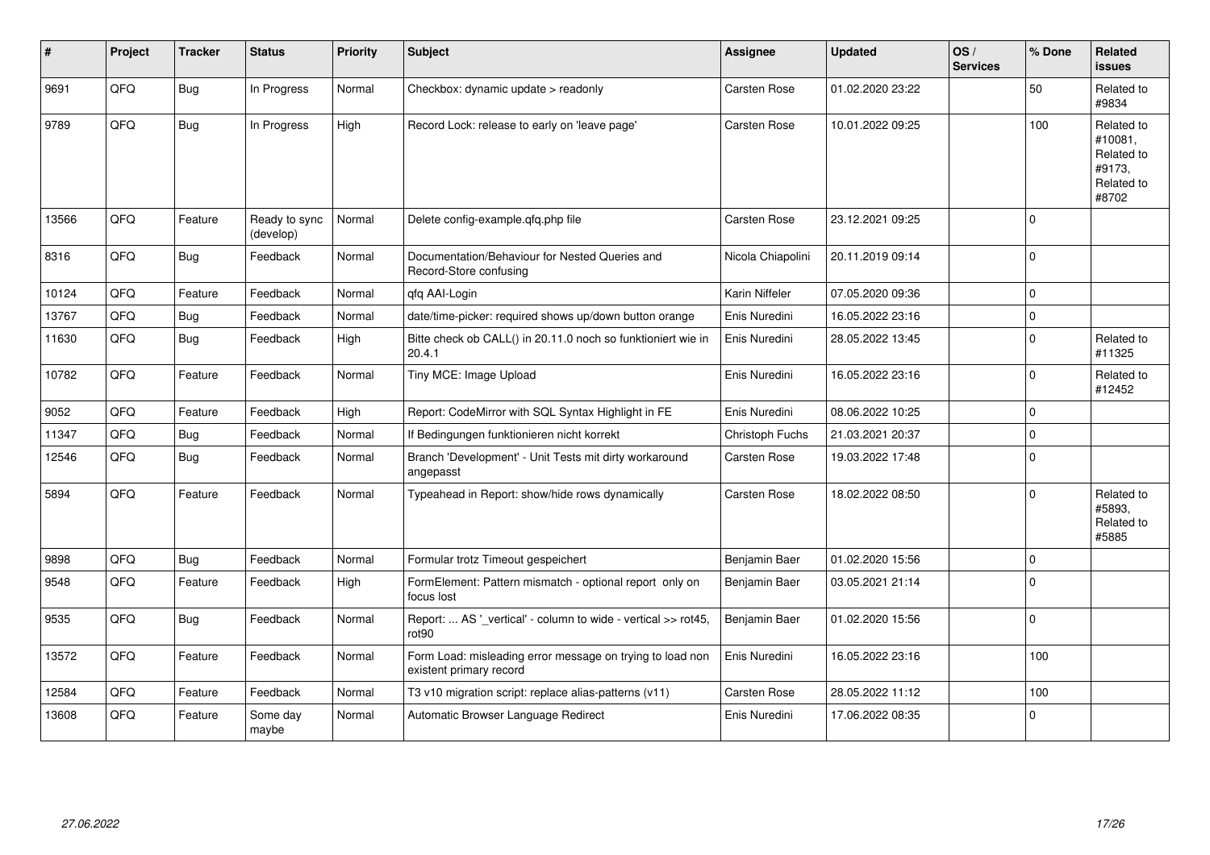| # | Project | Tracker | Status | Priority | Subject | Assignee | Updated | OS / Services | % Done | Related issues |
|---|---|---|---|---|---|---|---|---|---|---|
| 9691 | QFQ | Bug | In Progress | Normal | Checkbox: dynamic update > readonly | Carsten Rose | 01.02.2020 23:22 | | 50 | Related to #9834 |
| 9789 | QFQ | Bug | In Progress | High | Record Lock: release to early on 'leave page' | Carsten Rose | 10.01.2022 09:25 | | 100 | Related to #10081, Related to #9173, Related to #8702 |
| 13566 | QFQ | Feature | Ready to sync (develop) | Normal | Delete config-example.qfq.php file | Carsten Rose | 23.12.2021 09:25 | | 0 | |
| 8316 | QFQ | Bug | Feedback | Normal | Documentation/Behaviour for Nested Queries and Record-Store confusing | Nicola Chiapolini | 20.11.2019 09:14 | | 0 | |
| 10124 | QFQ | Feature | Feedback | Normal | qfq AAI-Login | Karin Niffeler | 07.05.2020 09:36 | | 0 | |
| 13767 | QFQ | Bug | Feedback | Normal | date/time-picker: required shows up/down button orange | Enis Nuredini | 16.05.2022 23:16 | | 0 | |
| 11630 | QFQ | Bug | Feedback | High | Bitte check ob CALL() in 20.11.0 noch so funktioniert wie in 20.4.1 | Enis Nuredini | 28.05.2022 13:45 | | 0 | Related to #11325 |
| 10782 | QFQ | Feature | Feedback | Normal | Tiny MCE: Image Upload | Enis Nuredini | 16.05.2022 23:16 | | 0 | Related to #12452 |
| 9052 | QFQ | Feature | Feedback | High | Report: CodeMirror with SQL Syntax Highlight in FE | Enis Nuredini | 08.06.2022 10:25 | | 0 | |
| 11347 | QFQ | Bug | Feedback | Normal | If Bedingungen funktionieren nicht korrekt | Christoph Fuchs | 21.03.2021 20:37 | | 0 | |
| 12546 | QFQ | Bug | Feedback | Normal | Branch 'Development' - Unit Tests mit dirty workaround angepasst | Carsten Rose | 19.03.2022 17:48 | | 0 | |
| 5894 | QFQ | Feature | Feedback | Normal | Typeahead in Report: show/hide rows dynamically | Carsten Rose | 18.02.2022 08:50 | | 0 | Related to #5893, Related to #5885 |
| 9898 | QFQ | Bug | Feedback | Normal | Formular trotz Timeout gespeichert | Benjamin Baer | 01.02.2020 15:56 | | 0 | |
| 9548 | QFQ | Feature | Feedback | High | FormElement: Pattern mismatch - optional report only on focus lost | Benjamin Baer | 03.05.2021 21:14 | | 0 | |
| 9535 | QFQ | Bug | Feedback | Normal | Report: ... AS '_vertical' - column to wide - vertical >> rot45, rot90 | Benjamin Baer | 01.02.2020 15:56 | | 0 | |
| 13572 | QFQ | Feature | Feedback | Normal | Form Load: misleading error message on trying to load non existent primary record | Enis Nuredini | 16.05.2022 23:16 | | 100 | |
| 12584 | QFQ | Feature | Feedback | Normal | T3 v10 migration script: replace alias-patterns (v11) | Carsten Rose | 28.05.2022 11:12 | | 100 | |
| 13608 | QFQ | Feature | Some day maybe | Normal | Automatic Browser Language Redirect | Enis Nuredini | 17.06.2022 08:35 | | 0 | |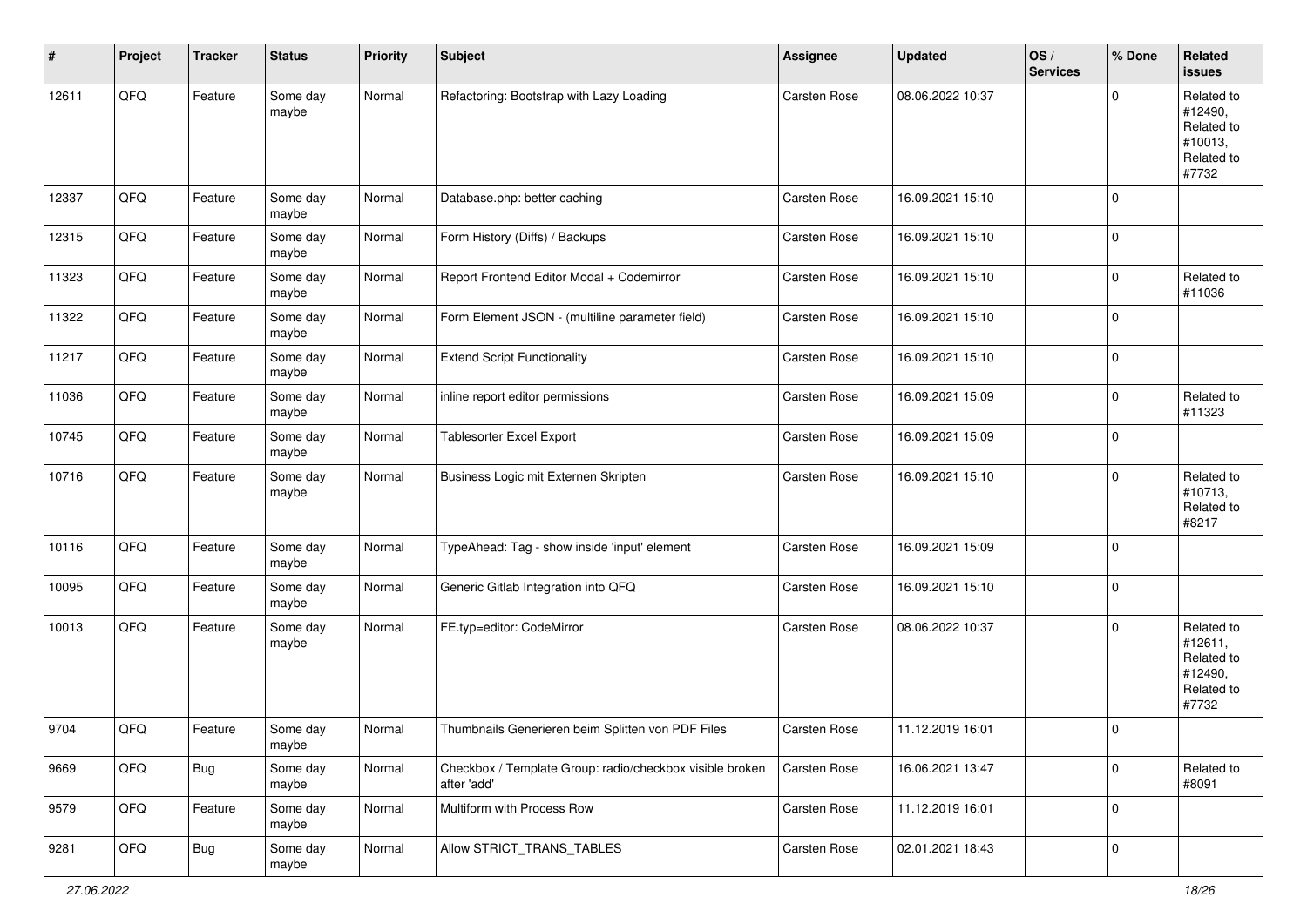| # | Project | Tracker | Status | Priority | Subject | Assignee | Updated | OS / Services | % Done | Related issues |
|---|---|---|---|---|---|---|---|---|---|---|
| 12611 | QFQ | Feature | Some day maybe | Normal | Refactoring: Bootstrap with Lazy Loading | Carsten Rose | 08.06.2022 10:37 | | 0 | Related to #12490, Related to #10013, Related to #7732 |
| 12337 | QFQ | Feature | Some day maybe | Normal | Database.php: better caching | Carsten Rose | 16.09.2021 15:10 | | 0 | |
| 12315 | QFQ | Feature | Some day maybe | Normal | Form History (Diffs) / Backups | Carsten Rose | 16.09.2021 15:10 | | 0 | |
| 11323 | QFQ | Feature | Some day maybe | Normal | Report Frontend Editor Modal + Codemirror | Carsten Rose | 16.09.2021 15:10 | | 0 | Related to #11036 |
| 11322 | QFQ | Feature | Some day maybe | Normal | Form Element JSON - (multiline parameter field) | Carsten Rose | 16.09.2021 15:10 | | 0 | |
| 11217 | QFQ | Feature | Some day maybe | Normal | Extend Script Functionality | Carsten Rose | 16.09.2021 15:10 | | 0 | |
| 11036 | QFQ | Feature | Some day maybe | Normal | inline report editor permissions | Carsten Rose | 16.09.2021 15:09 | | 0 | Related to #11323 |
| 10745 | QFQ | Feature | Some day maybe | Normal | Tablesorter Excel Export | Carsten Rose | 16.09.2021 15:09 | | 0 | |
| 10716 | QFQ | Feature | Some day maybe | Normal | Business Logic mit Externen Skripten | Carsten Rose | 16.09.2021 15:10 | | 0 | Related to #10713, Related to #8217 |
| 10116 | QFQ | Feature | Some day maybe | Normal | TypeAhead: Tag - show inside 'input' element | Carsten Rose | 16.09.2021 15:09 | | 0 | |
| 10095 | QFQ | Feature | Some day maybe | Normal | Generic Gitlab Integration into QFQ | Carsten Rose | 16.09.2021 15:10 | | 0 | |
| 10013 | QFQ | Feature | Some day maybe | Normal | FE.typ=editor: CodeMirror | Carsten Rose | 08.06.2022 10:37 | | 0 | Related to #12611, Related to #12490, Related to #7732 |
| 9704 | QFQ | Feature | Some day maybe | Normal | Thumbnails Generieren beim Splitten von PDF Files | Carsten Rose | 11.12.2019 16:01 | | 0 | |
| 9669 | QFQ | Bug | Some day maybe | Normal | Checkbox / Template Group: radio/checkbox visible broken after 'add' | Carsten Rose | 16.06.2021 13:47 | | 0 | Related to #8091 |
| 9579 | QFQ | Feature | Some day maybe | Normal | Multiform with Process Row | Carsten Rose | 11.12.2019 16:01 | | 0 | |
| 9281 | QFQ | Bug | Some day maybe | Normal | Allow STRICT_TRANS_TABLES | Carsten Rose | 02.01.2021 18:43 | | 0 | |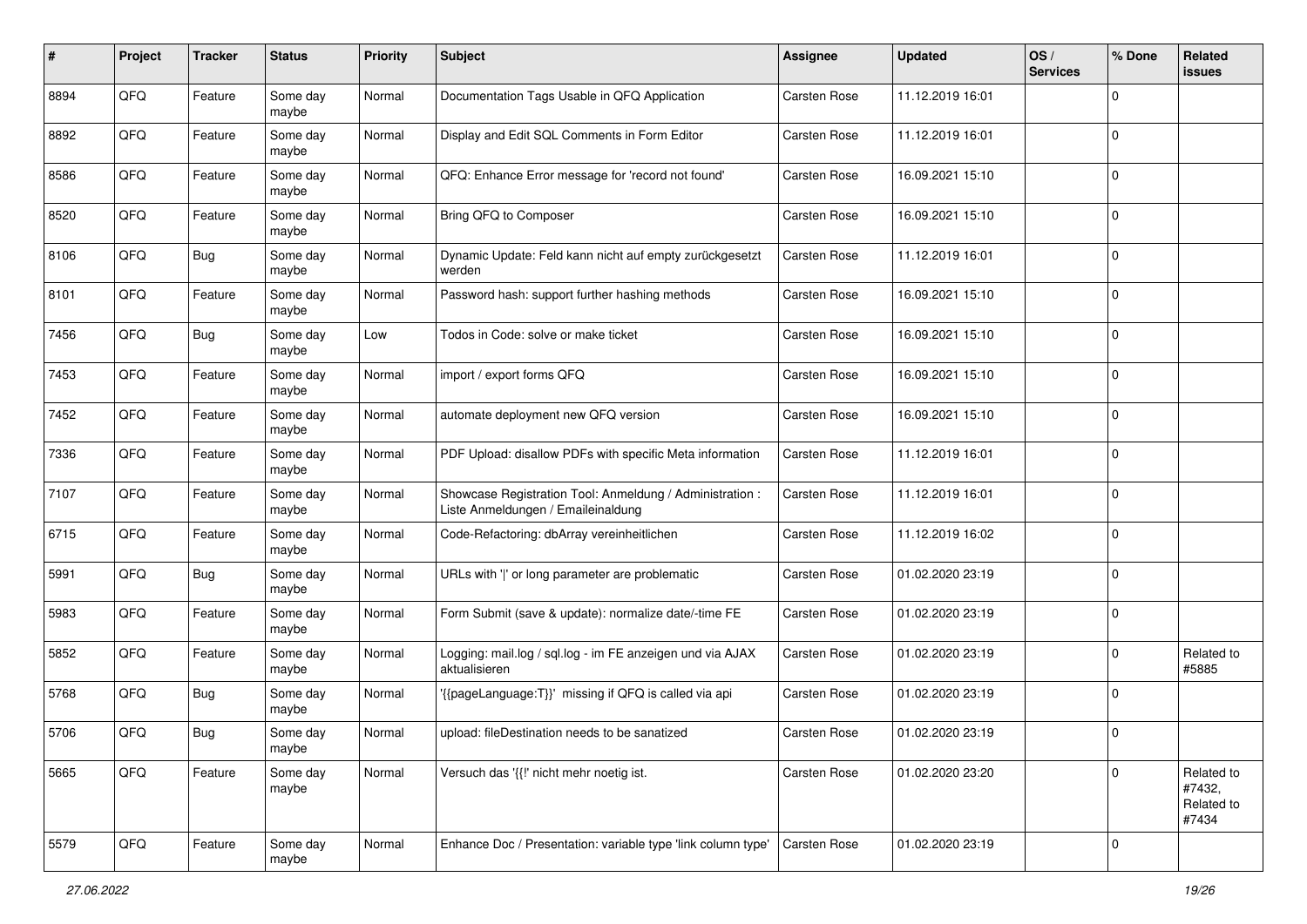| # | Project | Tracker | Status | Priority | Subject | Assignee | Updated | OS / Services | % Done | Related issues |
|---|---|---|---|---|---|---|---|---|---|---|
| 8894 | QFQ | Feature | Some day maybe | Normal | Documentation Tags Usable in QFQ Application | Carsten Rose | 11.12.2019 16:01 | | 0 | |
| 8892 | QFQ | Feature | Some day maybe | Normal | Display and Edit SQL Comments in Form Editor | Carsten Rose | 11.12.2019 16:01 | | 0 | |
| 8586 | QFQ | Feature | Some day maybe | Normal | QFQ: Enhance Error message for 'record not found' | Carsten Rose | 16.09.2021 15:10 | | 0 | |
| 8520 | QFQ | Feature | Some day maybe | Normal | Bring QFQ to Composer | Carsten Rose | 16.09.2021 15:10 | | 0 | |
| 8106 | QFQ | Bug | Some day maybe | Normal | Dynamic Update: Feld kann nicht auf empty zurückgesetzt werden | Carsten Rose | 11.12.2019 16:01 | | 0 | |
| 8101 | QFQ | Feature | Some day maybe | Normal | Password hash: support further hashing methods | Carsten Rose | 16.09.2021 15:10 | | 0 | |
| 7456 | QFQ | Bug | Some day maybe | Low | Todos in Code: solve or make ticket | Carsten Rose | 16.09.2021 15:10 | | 0 | |
| 7453 | QFQ | Feature | Some day maybe | Normal | import / export forms QFQ | Carsten Rose | 16.09.2021 15:10 | | 0 | |
| 7452 | QFQ | Feature | Some day maybe | Normal | automate deployment new QFQ version | Carsten Rose | 16.09.2021 15:10 | | 0 | |
| 7336 | QFQ | Feature | Some day maybe | Normal | PDF Upload: disallow PDFs with specific Meta information | Carsten Rose | 11.12.2019 16:01 | | 0 | |
| 7107 | QFQ | Feature | Some day maybe | Normal | Showcase Registration Tool: Anmeldung / Administration : Liste Anmeldungen / Emaileinaldung | Carsten Rose | 11.12.2019 16:01 | | 0 | |
| 6715 | QFQ | Feature | Some day maybe | Normal | Code-Refactoring: dbArray vereinheitlichen | Carsten Rose | 11.12.2019 16:02 | | 0 | |
| 5991 | QFQ | Bug | Some day maybe | Normal | URLs with '\|' or long parameter are problematic | Carsten Rose | 01.02.2020 23:19 | | 0 | |
| 5983 | QFQ | Feature | Some day maybe | Normal | Form Submit (save & update): normalize date/-time FE | Carsten Rose | 01.02.2020 23:19 | | 0 | |
| 5852 | QFQ | Feature | Some day maybe | Normal | Logging: mail.log / sql.log - im FE anzeigen und via AJAX aktualisieren | Carsten Rose | 01.02.2020 23:19 | | 0 | Related to #5885 |
| 5768 | QFQ | Bug | Some day maybe | Normal | '{{pageLanguage:T}}' missing if QFQ is called via api | Carsten Rose | 01.02.2020 23:19 | | 0 | |
| 5706 | QFQ | Bug | Some day maybe | Normal | upload: fileDestination needs to be sanatized | Carsten Rose | 01.02.2020 23:19 | | 0 | |
| 5665 | QFQ | Feature | Some day maybe | Normal | Versuch das '{{!' nicht mehr noetig ist. | Carsten Rose | 01.02.2020 23:20 | | 0 | Related to #7432, Related to #7434 |
| 5579 | QFQ | Feature | Some day maybe | Normal | Enhance Doc / Presentation: variable type 'link column type' | Carsten Rose | 01.02.2020 23:19 | | 0 | |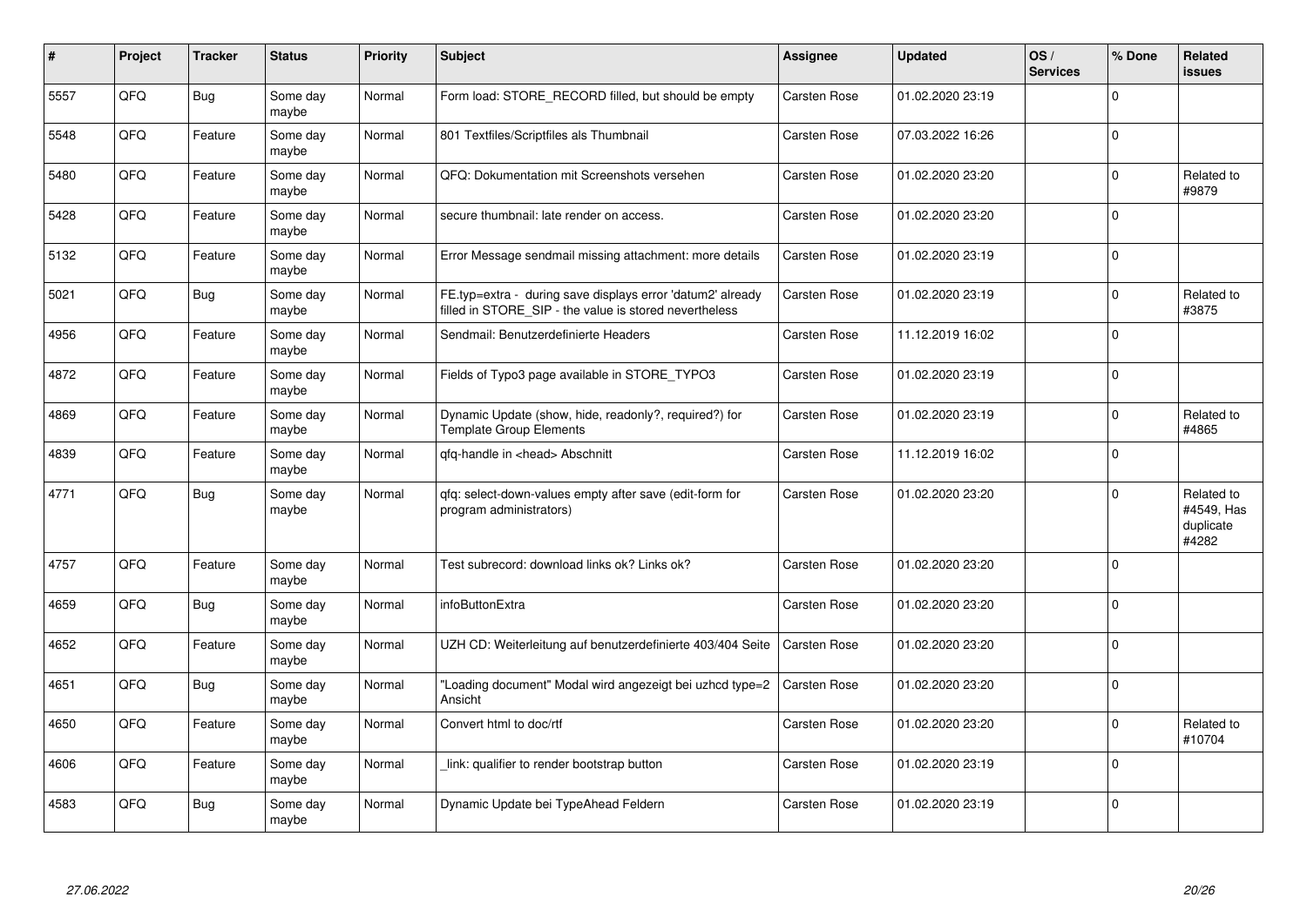| # | Project | Tracker | Status | Priority | Subject | Assignee | Updated | OS / Services | % Done | Related issues |
|---|---|---|---|---|---|---|---|---|---|---|
| 5557 | QFQ | Bug | Some day maybe | Normal | Form load: STORE_RECORD filled, but should be empty | Carsten Rose | 01.02.2020 23:19 | | 0 | |
| 5548 | QFQ | Feature | Some day maybe | Normal | 801 Textfiles/Scriptfiles als Thumbnail | Carsten Rose | 07.03.2022 16:26 | | 0 | |
| 5480 | QFQ | Feature | Some day maybe | Normal | QFQ: Dokumentation mit Screenshots versehen | Carsten Rose | 01.02.2020 23:20 | | 0 | Related to #9879 |
| 5428 | QFQ | Feature | Some day maybe | Normal | secure thumbnail: late render on access. | Carsten Rose | 01.02.2020 23:20 | | 0 | |
| 5132 | QFQ | Feature | Some day maybe | Normal | Error Message sendmail missing attachment: more details | Carsten Rose | 01.02.2020 23:19 | | 0 | |
| 5021 | QFQ | Bug | Some day maybe | Normal | FE.typ=extra - during save displays error 'datum2' already filled in STORE_SIP - the value is stored nevertheless | Carsten Rose | 01.02.2020 23:19 | | 0 | Related to #3875 |
| 4956 | QFQ | Feature | Some day maybe | Normal | Sendmail: Benutzerdefinierte Headers | Carsten Rose | 11.12.2019 16:02 | | 0 | |
| 4872 | QFQ | Feature | Some day maybe | Normal | Fields of Typo3 page available in STORE_TYPO3 | Carsten Rose | 01.02.2020 23:19 | | 0 | |
| 4869 | QFQ | Feature | Some day maybe | Normal | Dynamic Update (show, hide, readonly?, required?) for Template Group Elements | Carsten Rose | 01.02.2020 23:19 | | 0 | Related to #4865 |
| 4839 | QFQ | Feature | Some day maybe | Normal | qfq-handle in <head> Abschnitt | Carsten Rose | 11.12.2019 16:02 | | 0 | |
| 4771 | QFQ | Bug | Some day maybe | Normal | qfq: select-down-values empty after save (edit-form for program administrators) | Carsten Rose | 01.02.2020 23:20 | | 0 | Related to #4549, Has duplicate #4282 |
| 4757 | QFQ | Feature | Some day maybe | Normal | Test subrecord: download links ok? Links ok? | Carsten Rose | 01.02.2020 23:20 | | 0 | |
| 4659 | QFQ | Bug | Some day maybe | Normal | infoButtonExtra | Carsten Rose | 01.02.2020 23:20 | | 0 | |
| 4652 | QFQ | Feature | Some day maybe | Normal | UZH CD: Weiterleitung auf benutzerdefinierte 403/404 Seite | Carsten Rose | 01.02.2020 23:20 | | 0 | |
| 4651 | QFQ | Bug | Some day maybe | Normal | "Loading document" Modal wird angezeigt bei uzhcd type=2 Ansicht | Carsten Rose | 01.02.2020 23:20 | | 0 | |
| 4650 | QFQ | Feature | Some day maybe | Normal | Convert html to doc/rtf | Carsten Rose | 01.02.2020 23:20 | | 0 | Related to #10704 |
| 4606 | QFQ | Feature | Some day maybe | Normal | link: qualifier to render bootstrap button | Carsten Rose | 01.02.2020 23:19 | | 0 | |
| 4583 | QFQ | Bug | Some day maybe | Normal | Dynamic Update bei TypeAhead Feldern | Carsten Rose | 01.02.2020 23:19 | | 0 | |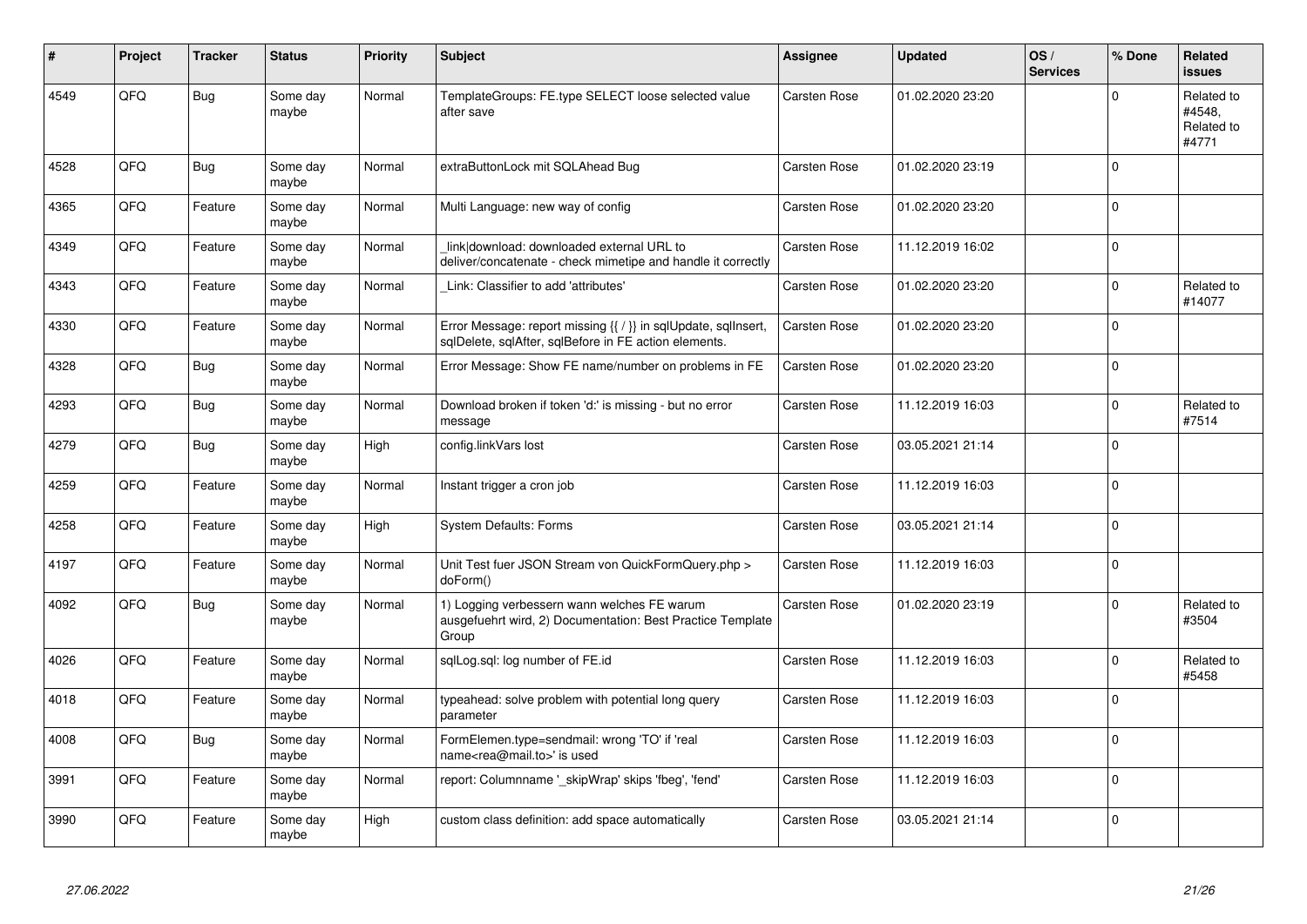| # | Project | Tracker | Status | Priority | Subject | Assignee | Updated | OS / Services | % Done | Related issues |
|---|---|---|---|---|---|---|---|---|---|---|
| 4549 | QFQ | Bug | Some day maybe | Normal | TemplateGroups: FE.type SELECT loose selected value after save | Carsten Rose | 01.02.2020 23:20 | | 0 | Related to #4548, Related to #4771 |
| 4528 | QFQ | Bug | Some day maybe | Normal | extraButtonLock mit SQLAhead Bug | Carsten Rose | 01.02.2020 23:19 | | 0 | |
| 4365 | QFQ | Feature | Some day maybe | Normal | Multi Language: new way of config | Carsten Rose | 01.02.2020 23:20 | | 0 | |
| 4349 | QFQ | Feature | Some day maybe | Normal | _link\|download: downloaded external URL to deliver/concatenate - check mimetipe and handle it correctly | Carsten Rose | 11.12.2019 16:02 | | 0 | |
| 4343 | QFQ | Feature | Some day maybe | Normal | _Link: Classifier to add 'attributes' | Carsten Rose | 01.02.2020 23:20 | | 0 | Related to #14077 |
| 4330 | QFQ | Feature | Some day maybe | Normal | Error Message: report missing {{ / }} in sqlUpdate, sqlInsert, sqlDelete, sqlAfter, sqlBefore in FE action elements. | Carsten Rose | 01.02.2020 23:20 | | 0 | |
| 4328 | QFQ | Bug | Some day maybe | Normal | Error Message: Show FE name/number on problems in FE | Carsten Rose | 01.02.2020 23:20 | | 0 | |
| 4293 | QFQ | Bug | Some day maybe | Normal | Download broken if token 'd:' is missing - but no error message | Carsten Rose | 11.12.2019 16:03 | | 0 | Related to #7514 |
| 4279 | QFQ | Bug | Some day maybe | High | config.linkVars lost | Carsten Rose | 03.05.2021 21:14 | | 0 | |
| 4259 | QFQ | Feature | Some day maybe | Normal | Instant trigger a cron job | Carsten Rose | 11.12.2019 16:03 | | 0 | |
| 4258 | QFQ | Feature | Some day maybe | High | System Defaults: Forms | Carsten Rose | 03.05.2021 21:14 | | 0 | |
| 4197 | QFQ | Feature | Some day maybe | Normal | Unit Test fuer JSON Stream von QuickFormQuery.php > doForm() | Carsten Rose | 11.12.2019 16:03 | | 0 | |
| 4092 | QFQ | Bug | Some day maybe | Normal | 1) Logging verbessern wann welches FE warum ausgefuehrt wird, 2) Documentation: Best Practice Template Group | Carsten Rose | 01.02.2020 23:19 | | 0 | Related to #3504 |
| 4026 | QFQ | Feature | Some day maybe | Normal | sqlLog.sql: log number of FE.id | Carsten Rose | 11.12.2019 16:03 | | 0 | Related to #5458 |
| 4018 | QFQ | Feature | Some day maybe | Normal | typeahead: solve problem with potential long query parameter | Carsten Rose | 11.12.2019 16:03 | | 0 | |
| 4008 | QFQ | Bug | Some day maybe | Normal | FormElemen.type=sendmail: wrong 'TO' if 'real name<rea@mail.to>' is used | Carsten Rose | 11.12.2019 16:03 | | 0 | |
| 3991 | QFQ | Feature | Some day maybe | Normal | report: Columnname '_skipWrap' skips 'fbeg', 'fend' | Carsten Rose | 11.12.2019 16:03 | | 0 | |
| 3990 | QFQ | Feature | Some day maybe | High | custom class definition: add space automatically | Carsten Rose | 03.05.2021 21:14 | | 0 | |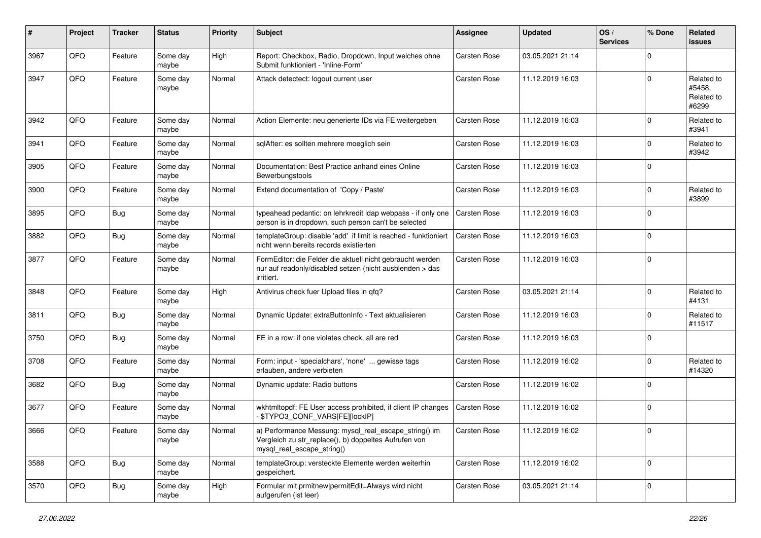| # | Project | Tracker | Status | Priority | Subject | Assignee | Updated | OS / Services | % Done | Related issues |
|---|---|---|---|---|---|---|---|---|---|---|
| 3967 | QFQ | Feature | Some day maybe | High | Report: Checkbox, Radio, Dropdown, Input welches ohne Submit funktioniert - 'Inline-Form' | Carsten Rose | 03.05.2021 21:14 | | 0 | |
| 3947 | QFQ | Feature | Some day maybe | Normal | Attack detectect: logout current user | Carsten Rose | 11.12.2019 16:03 | | 0 | Related to #5458, Related to #6299 |
| 3942 | QFQ | Feature | Some day maybe | Normal | Action Elemente: neu generierte IDs via FE weitergeben | Carsten Rose | 11.12.2019 16:03 | | 0 | Related to #3941 |
| 3941 | QFQ | Feature | Some day maybe | Normal | sqlAfter: es sollten mehrere moeglich sein | Carsten Rose | 11.12.2019 16:03 | | 0 | Related to #3942 |
| 3905 | QFQ | Feature | Some day maybe | Normal | Documentation: Best Practice anhand eines Online Bewerbungstools | Carsten Rose | 11.12.2019 16:03 | | 0 | |
| 3900 | QFQ | Feature | Some day maybe | Normal | Extend documentation of 'Copy / Paste' | Carsten Rose | 11.12.2019 16:03 | | 0 | Related to #3899 |
| 3895 | QFQ | Bug | Some day maybe | Normal | typeahead pedantic: on lehrkredit ldap webpass - if only one person is in dropdown, such person can't be selected | Carsten Rose | 11.12.2019 16:03 | | 0 | |
| 3882 | QFQ | Bug | Some day maybe | Normal | templateGroup: disable 'add' if limit is reached - funktioniert nicht wenn bereits records existierten | Carsten Rose | 11.12.2019 16:03 | | 0 | |
| 3877 | QFQ | Feature | Some day maybe | Normal | FormEditor: die Felder die aktuell nicht gebraucht werden nur auf readonly/disabled setzen (nicht ausblenden > das irritiert. | Carsten Rose | 11.12.2019 16:03 | | 0 | |
| 3848 | QFQ | Feature | Some day maybe | High | Antivirus check fuer Upload files in qfq? | Carsten Rose | 03.05.2021 21:14 | | 0 | Related to #4131 |
| 3811 | QFQ | Bug | Some day maybe | Normal | Dynamic Update: extraButtonInfo - Text aktualisieren | Carsten Rose | 11.12.2019 16:03 | | 0 | Related to #11517 |
| 3750 | QFQ | Bug | Some day maybe | Normal | FE in a row: if one violates check, all are red | Carsten Rose | 11.12.2019 16:03 | | 0 | |
| 3708 | QFQ | Feature | Some day maybe | Normal | Form: input - 'specialchars', 'none' ... gewisse tags erlauben, andere verbieten | Carsten Rose | 11.12.2019 16:02 | | 0 | Related to #14320 |
| 3682 | QFQ | Bug | Some day maybe | Normal | Dynamic update: Radio buttons | Carsten Rose | 11.12.2019 16:02 | | 0 | |
| 3677 | QFQ | Feature | Some day maybe | Normal | wkhtmltopdf: FE User access prohibited, if client IP changes - $TYPO3_CONF_VARS[FE][lockIP] | Carsten Rose | 11.12.2019 16:02 | | 0 | |
| 3666 | QFQ | Feature | Some day maybe | Normal | a) Performance Messung: mysql_real_escape_string() im Vergleich zu str_replace(), b) doppeltes Aufrufen von mysql_real_escape_string() | Carsten Rose | 11.12.2019 16:02 | | 0 | |
| 3588 | QFQ | Bug | Some day maybe | Normal | templateGroup: versteckte Elemente werden weiterhin gespeichert. | Carsten Rose | 11.12.2019 16:02 | | 0 | |
| 3570 | QFQ | Bug | Some day maybe | High | Formular mit prmitnew\|permitEdit=Always wird nicht aufgerufen (ist leer) | Carsten Rose | 03.05.2021 21:14 | | 0 | |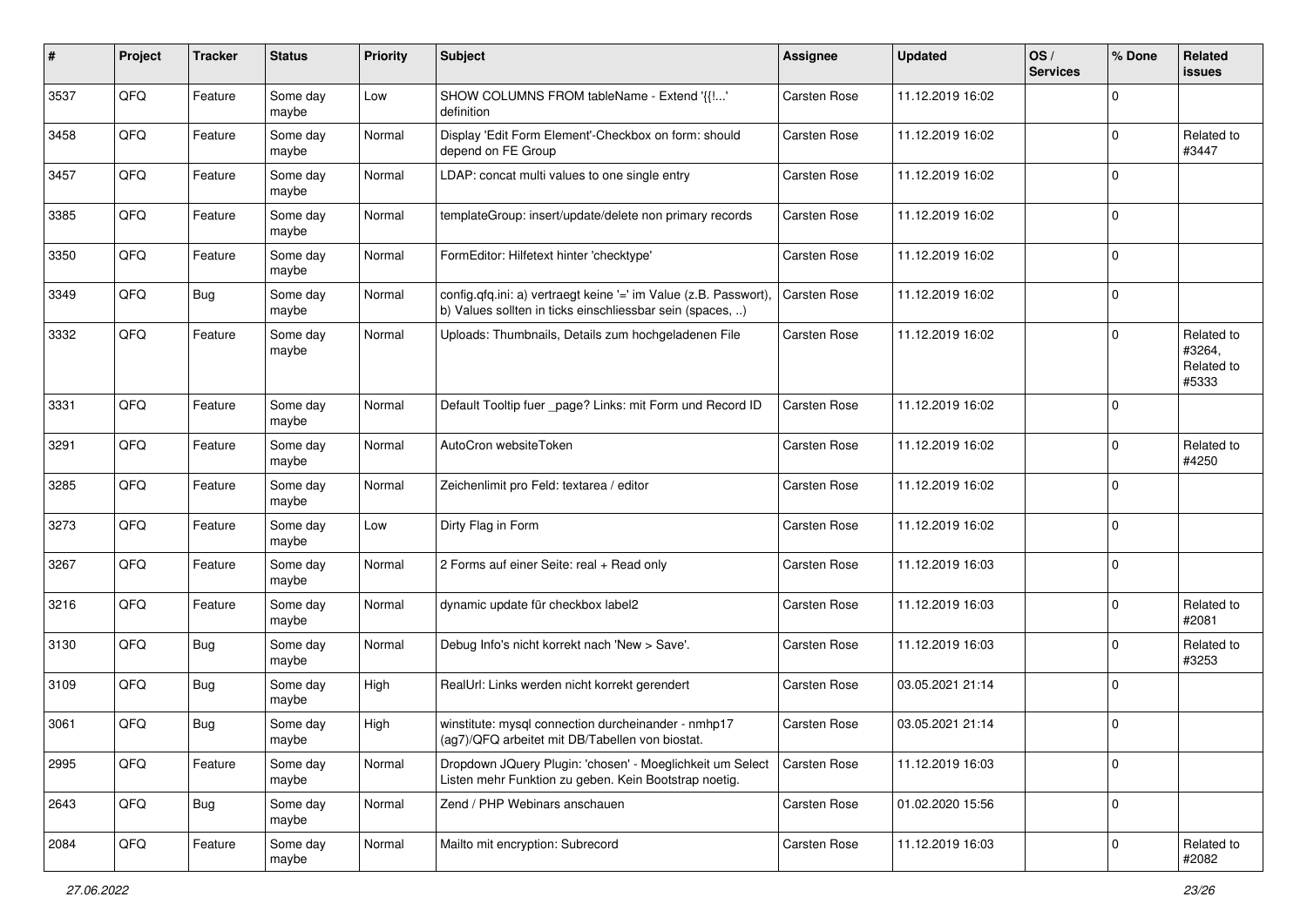| # | Project | Tracker | Status | Priority | Subject | Assignee | Updated | OS / Services | % Done | Related issues |
|---|---|---|---|---|---|---|---|---|---|---|
| 3537 | QFQ | Feature | Some day maybe | Low | SHOW COLUMNS FROM tableName - Extend '{{!...' definition | Carsten Rose | 11.12.2019 16:02 | | 0 | |
| 3458 | QFQ | Feature | Some day maybe | Normal | Display 'Edit Form Element'-Checkbox on form: should depend on FE Group | Carsten Rose | 11.12.2019 16:02 | | 0 | Related to #3447 |
| 3457 | QFQ | Feature | Some day maybe | Normal | LDAP: concat multi values to one single entry | Carsten Rose | 11.12.2019 16:02 | | 0 | |
| 3385 | QFQ | Feature | Some day maybe | Normal | templateGroup: insert/update/delete non primary records | Carsten Rose | 11.12.2019 16:02 | | 0 | |
| 3350 | QFQ | Feature | Some day maybe | Normal | FormEditor: Hilfetext hinter 'checktype' | Carsten Rose | 11.12.2019 16:02 | | 0 | |
| 3349 | QFQ | Bug | Some day maybe | Normal | config.qfq.ini: a) vertraegt keine '=' im Value (z.B. Passwort), b) Values sollten in ticks einschliessbar sein (spaces, ..) | Carsten Rose | 11.12.2019 16:02 | | 0 | |
| 3332 | QFQ | Feature | Some day maybe | Normal | Uploads: Thumbnails, Details zum hochgeladenen File | Carsten Rose | 11.12.2019 16:02 | | 0 | Related to #3264, Related to #5333 |
| 3331 | QFQ | Feature | Some day maybe | Normal | Default Tooltip fuer _page? Links: mit Form und Record ID | Carsten Rose | 11.12.2019 16:02 | | 0 | |
| 3291 | QFQ | Feature | Some day maybe | Normal | AutoCron websiteToken | Carsten Rose | 11.12.2019 16:02 | | 0 | Related to #4250 |
| 3285 | QFQ | Feature | Some day maybe | Normal | Zeichenlimit pro Feld: textarea / editor | Carsten Rose | 11.12.2019 16:02 | | 0 | |
| 3273 | QFQ | Feature | Some day maybe | Low | Dirty Flag in Form | Carsten Rose | 11.12.2019 16:02 | | 0 | |
| 3267 | QFQ | Feature | Some day maybe | Normal | 2 Forms auf einer Seite: real + Read only | Carsten Rose | 11.12.2019 16:03 | | 0 | |
| 3216 | QFQ | Feature | Some day maybe | Normal | dynamic update für checkbox label2 | Carsten Rose | 11.12.2019 16:03 | | 0 | Related to #2081 |
| 3130 | QFQ | Bug | Some day maybe | Normal | Debug Info's nicht korrekt nach 'New > Save'. | Carsten Rose | 11.12.2019 16:03 | | 0 | Related to #3253 |
| 3109 | QFQ | Bug | Some day maybe | High | RealUrl: Links werden nicht korrekt gerendert | Carsten Rose | 03.05.2021 21:14 | | 0 | |
| 3061 | QFQ | Bug | Some day maybe | High | winstitute: mysql connection durcheinander - nmhp17 (ag7)/QFQ arbeitet mit DB/Tabellen von biostat. | Carsten Rose | 03.05.2021 21:14 | | 0 | |
| 2995 | QFQ | Feature | Some day maybe | Normal | Dropdown JQuery Plugin: 'chosen' - Moeglichkeit um Select Listen mehr Funktion zu geben. Kein Bootstrap noetig. | Carsten Rose | 11.12.2019 16:03 | | 0 | |
| 2643 | QFQ | Bug | Some day maybe | Normal | Zend / PHP Webinars anschauen | Carsten Rose | 01.02.2020 15:56 | | 0 | |
| 2084 | QFQ | Feature | Some day maybe | Normal | Mailto mit encryption: Subrecord | Carsten Rose | 11.12.2019 16:03 | | 0 | Related to #2082 |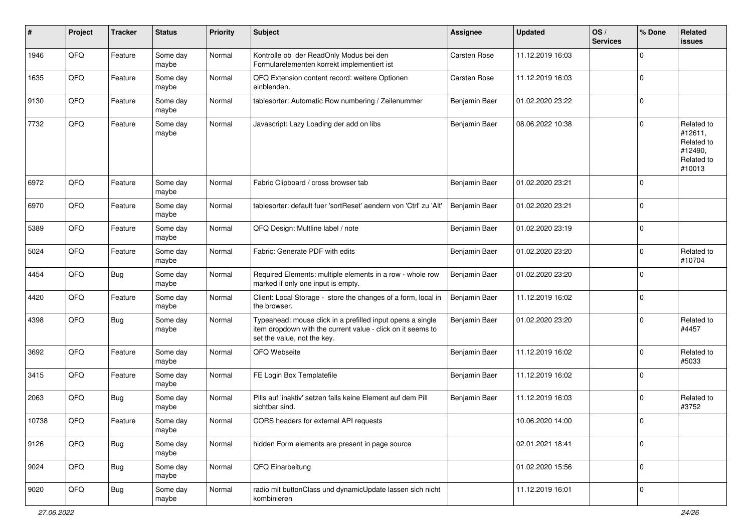| # | Project | Tracker | Status | Priority | Subject | Assignee | Updated | OS / Services | % Done | Related issues |
|---|---|---|---|---|---|---|---|---|---|---|
| 1946 | QFQ | Feature | Some day maybe | Normal | Kontrolle ob der ReadOnly Modus bei den Formularelementen korrekt implementiert ist | Carsten Rose | 11.12.2019 16:03 | | 0 | |
| 1635 | QFQ | Feature | Some day maybe | Normal | QFQ Extension content record: weitere Optionen einblenden. | Carsten Rose | 11.12.2019 16:03 | | 0 | |
| 9130 | QFQ | Feature | Some day maybe | Normal | tablesorter: Automatic Row numbering / Zeilenummer | Benjamin Baer | 01.02.2020 23:22 | | 0 | |
| 7732 | QFQ | Feature | Some day maybe | Normal | Javascript: Lazy Loading der add on libs | Benjamin Baer | 08.06.2022 10:38 | | 0 | Related to #12611, Related to #12490, Related to #10013 |
| 6972 | QFQ | Feature | Some day maybe | Normal | Fabric Clipboard / cross browser tab | Benjamin Baer | 01.02.2020 23:21 | | 0 | |
| 6970 | QFQ | Feature | Some day maybe | Normal | tablesorter: default fuer 'sortReset' aendern von 'Ctrl' zu 'Alt' | Benjamin Baer | 01.02.2020 23:21 | | 0 | |
| 5389 | QFQ | Feature | Some day maybe | Normal | QFQ Design: Multline label / note | Benjamin Baer | 01.02.2020 23:19 | | 0 | |
| 5024 | QFQ | Feature | Some day maybe | Normal | Fabric: Generate PDF with edits | Benjamin Baer | 01.02.2020 23:20 | | 0 | Related to #10704 |
| 4454 | QFQ | Bug | Some day maybe | Normal | Required Elements: multiple elements in a row - whole row marked if only one input is empty. | Benjamin Baer | 01.02.2020 23:20 | | 0 | |
| 4420 | QFQ | Feature | Some day maybe | Normal | Client: Local Storage - store the changes of a form, local in the browser. | Benjamin Baer | 11.12.2019 16:02 | | 0 | |
| 4398 | QFQ | Bug | Some day maybe | Normal | Typeahead: mouse click in a prefilled input opens a single item dropdown with the current value - click on it seems to set the value, not the key. | Benjamin Baer | 01.02.2020 23:20 | | 0 | Related to #4457 |
| 3692 | QFQ | Feature | Some day maybe | Normal | QFQ Webseite | Benjamin Baer | 11.12.2019 16:02 | | 0 | Related to #5033 |
| 3415 | QFQ | Feature | Some day maybe | Normal | FE Login Box Templatefile | Benjamin Baer | 11.12.2019 16:02 | | 0 | |
| 2063 | QFQ | Bug | Some day maybe | Normal | Pills auf 'inaktiv' setzen falls keine Element auf dem Pill sichtbar sind. | Benjamin Baer | 11.12.2019 16:03 | | 0 | Related to #3752 |
| 10738 | QFQ | Feature | Some day maybe | Normal | CORS headers for external API requests | | 10.06.2020 14:00 | | 0 | |
| 9126 | QFQ | Bug | Some day maybe | Normal | hidden Form elements are present in page source | | 02.01.2021 18:41 | | 0 | |
| 9024 | QFQ | Bug | Some day maybe | Normal | QFQ Einarbeitung | | 01.02.2020 15:56 | | 0 | |
| 9020 | QFQ | Bug | Some day maybe | Normal | radio mit buttonClass und dynamicUpdate lassen sich nicht kombinieren | | 11.12.2019 16:01 | | 0 | |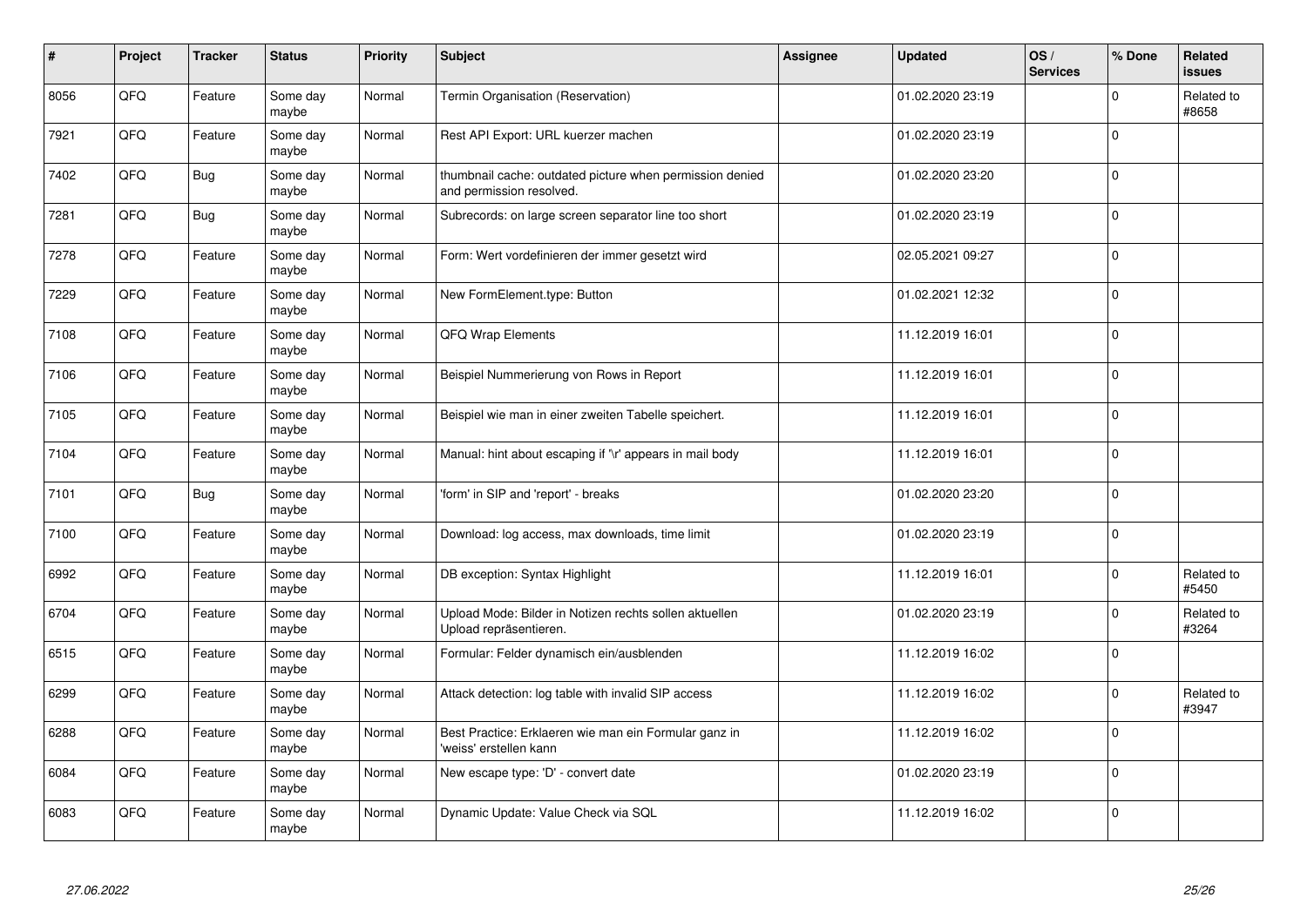| # | Project | Tracker | Status | Priority | Subject | Assignee | Updated | OS / Services | % Done | Related issues |
|---|---|---|---|---|---|---|---|---|---|---|
| 8056 | QFQ | Feature | Some day maybe | Normal | Termin Organisation (Reservation) | | 01.02.2020 23:19 | | 0 | Related to #8658 |
| 7921 | QFQ | Feature | Some day maybe | Normal | Rest API Export: URL kuerzer machen | | 01.02.2020 23:19 | | 0 | |
| 7402 | QFQ | Bug | Some day maybe | Normal | thumbnail cache: outdated picture when permission denied and permission resolved. | | 01.02.2020 23:20 | | 0 | |
| 7281 | QFQ | Bug | Some day maybe | Normal | Subrecords: on large screen separator line too short | | 01.02.2020 23:19 | | 0 | |
| 7278 | QFQ | Feature | Some day maybe | Normal | Form: Wert vordefinieren der immer gesetzt wird | | 02.05.2021 09:27 | | 0 | |
| 7229 | QFQ | Feature | Some day maybe | Normal | New FormElement.type: Button | | 01.02.2021 12:32 | | 0 | |
| 7108 | QFQ | Feature | Some day maybe | Normal | QFQ Wrap Elements | | 11.12.2019 16:01 | | 0 | |
| 7106 | QFQ | Feature | Some day maybe | Normal | Beispiel Nummerierung von Rows in Report | | 11.12.2019 16:01 | | 0 | |
| 7105 | QFQ | Feature | Some day maybe | Normal | Beispiel wie man in einer zweiten Tabelle speichert. | | 11.12.2019 16:01 | | 0 | |
| 7104 | QFQ | Feature | Some day maybe | Normal | Manual: hint about escaping if '\r' appears in mail body | | 11.12.2019 16:01 | | 0 | |
| 7101 | QFQ | Bug | Some day maybe | Normal | 'form' in SIP and 'report' - breaks | | 01.02.2020 23:20 | | 0 | |
| 7100 | QFQ | Feature | Some day maybe | Normal | Download: log access, max downloads, time limit | | 01.02.2020 23:19 | | 0 | |
| 6992 | QFQ | Feature | Some day maybe | Normal | DB exception: Syntax Highlight | | 11.12.2019 16:01 | | 0 | Related to #5450 |
| 6704 | QFQ | Feature | Some day maybe | Normal | Upload Mode: Bilder in Notizen rechts sollen aktuellen Upload repräsentieren. | | 01.02.2020 23:19 | | 0 | Related to #3264 |
| 6515 | QFQ | Feature | Some day maybe | Normal | Formular: Felder dynamisch ein/ausblenden | | 11.12.2019 16:02 | | 0 | |
| 6299 | QFQ | Feature | Some day maybe | Normal | Attack detection: log table with invalid SIP access | | 11.12.2019 16:02 | | 0 | Related to #3947 |
| 6288 | QFQ | Feature | Some day maybe | Normal | Best Practice: Erklaeren wie man ein Formular ganz in 'weiss' erstellen kann | | 11.12.2019 16:02 | | 0 | |
| 6084 | QFQ | Feature | Some day maybe | Normal | New escape type: 'D' - convert date | | 01.02.2020 23:19 | | 0 | |
| 6083 | QFQ | Feature | Some day maybe | Normal | Dynamic Update: Value Check via SQL | | 11.12.2019 16:02 | | 0 | |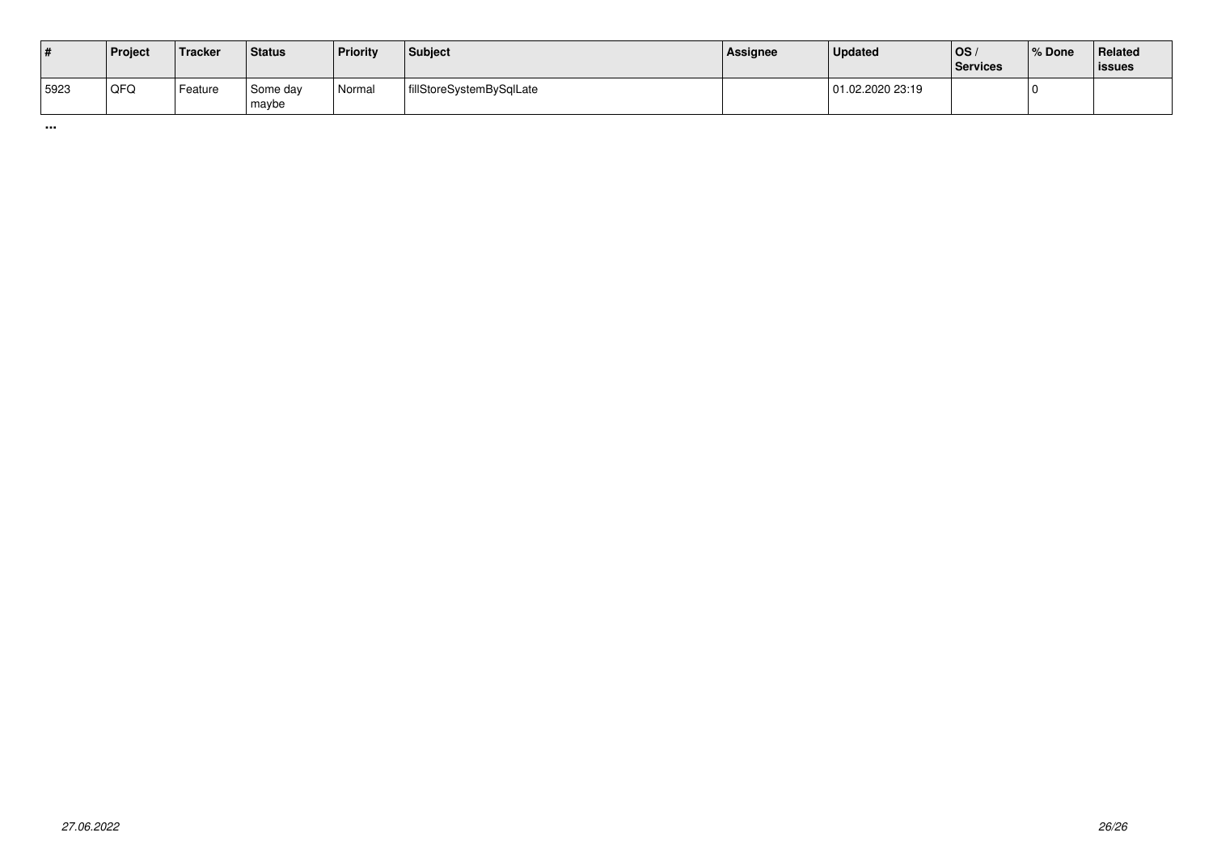| # | Project | Tracker | Status | Priority | Subject | Assignee | Updated | OS / Services | % Done | Related issues |
|---|---|---|---|---|---|---|---|---|---|---|
| 5923 | QFQ | Feature | Some day maybe | Normal | fillStoreSystemBySqlLate | | 01.02.2020 23:19 | | 0 | |

...